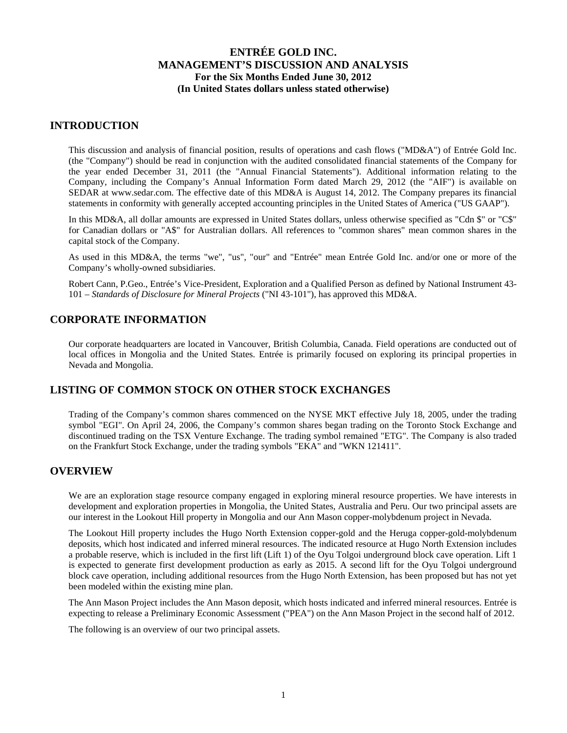# ENTRÉE GOLD INC.
# MANAGEMENT'S DISCUSSION AND ANALYSIS
### For the Six Months Ended June 30, 2012
### (In United States dollars unless stated otherwise)

## INTRODUCTION

This discussion and analysis of financial position, results of operations and cash flows ("MD&A") of Entrée Gold Inc. (the "Company") should be read in conjunction with the audited consolidated financial statements of the Company for the year ended December 31, 2011 (the "Annual Financial Statements"). Additional information relating to the Company, including the Company's Annual Information Form dated March 29, 2012 (the "AIF") is available on SEDAR at www.sedar.com. The effective date of this MD&A is August 14, 2012. The Company prepares its financial statements in conformity with generally accepted accounting principles in the United States of America ("US GAAP").

In this MD&A, all dollar amounts are expressed in United States dollars, unless otherwise specified as "Cdn $" or "C$" for Canadian dollars or "A$" for Australian dollars. All references to "common shares" mean common shares in the capital stock of the Company.

As used in this MD&A, the terms "we", "us", "our" and "Entrée" mean Entrée Gold Inc. and/or one or more of the Company's wholly-owned subsidiaries.

Robert Cann, P.Geo., Entrée's Vice-President, Exploration and a Qualified Person as defined by National Instrument 43-101 – *Standards of Disclosure for Mineral Projects* ("NI 43-101"), has approved this MD&A.

## CORPORATE INFORMATION

Our corporate headquarters are located in Vancouver, British Columbia, Canada. Field operations are conducted out of local offices in Mongolia and the United States. Entrée is primarily focused on exploring its principal properties in Nevada and Mongolia.

## LISTING OF COMMON STOCK ON OTHER STOCK EXCHANGES

Trading of the Company's common shares commenced on the NYSE MKT effective July 18, 2005, under the trading symbol "EGI". On April 24, 2006, the Company's common shares began trading on the Toronto Stock Exchange and discontinued trading on the TSX Venture Exchange. The trading symbol remained "ETG". The Company is also traded on the Frankfurt Stock Exchange, under the trading symbols "EKA" and "WKN 121411".

## OVERVIEW

We are an exploration stage resource company engaged in exploring mineral resource properties. We have interests in development and exploration properties in Mongolia, the United States, Australia and Peru. Our two principal assets are our interest in the Lookout Hill property in Mongolia and our Ann Mason copper-molybdenum project in Nevada.

The Lookout Hill property includes the Hugo North Extension copper-gold and the Heruga copper-gold-molybdenum deposits, which host indicated and inferred mineral resources. The indicated resource at Hugo North Extension includes a probable reserve, which is included in the first lift (Lift 1) of the Oyu Tolgoi underground block cave operation. Lift 1 is expected to generate first development production as early as 2015. A second lift for the Oyu Tolgoi underground block cave operation, including additional resources from the Hugo North Extension, has been proposed but has not yet been modeled within the existing mine plan.

The Ann Mason Project includes the Ann Mason deposit, which hosts indicated and inferred mineral resources. Entrée is expecting to release a Preliminary Economic Assessment ("PEA") on the Ann Mason Project in the second half of 2012.

The following is an overview of our two principal assets.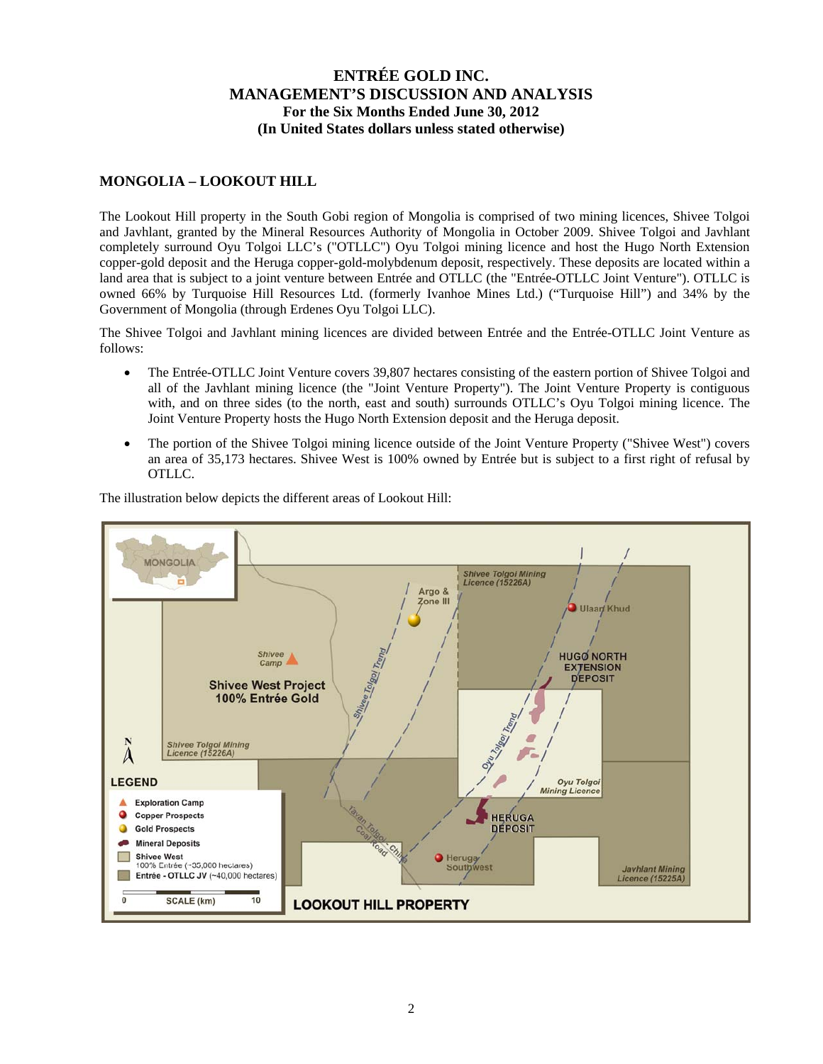## MONGOLIA – LOOKOUT HILL

The Lookout Hill property in the South Gobi region of Mongolia is comprised of two mining licences, Shivee Tolgoi and Javhlant, granted by the Mineral Resources Authority of Mongolia in October 2009. Shivee Tolgoi and Javhlant completely surround Oyu Tolgoi LLC's ("OTLLC") Oyu Tolgoi mining licence and host the Hugo North Extension copper-gold deposit and the Heruga copper-gold-molybdenum deposit, respectively. These deposits are located within a land area that is subject to a joint venture between Entrée and OTLLC (the "Entrée-OTLLC Joint Venture"). OTLLC is owned 66% by Turquoise Hill Resources Ltd. (formerly Ivanhoe Mines Ltd.) ("Turquoise Hill") and 34% by the Government of Mongolia (through Erdenes Oyu Tolgoi LLC).

The Shivee Tolgoi and Javhlant mining licences are divided between Entrée and the Entrée-OTLLC Joint Venture as follows:

- The Entrée-OTLLC Joint Venture covers 39,807 hectares consisting of the eastern portion of Shivee Tolgoi and all of the Javhlant mining licence (the "Joint Venture Property"). The Joint Venture Property is contiguous with, and on three sides (to the north, east and south) surrounds OTLLC's Oyu Tolgoi mining licence. The Joint Venture Property hosts the Hugo North Extension deposit and the Heruga deposit.
- The portion of the Shivee Tolgoi mining licence outside of the Joint Venture Property ("Shivee West") covers an area of 35,173 hectares. Shivee West is 100% owned by Entrée but is subject to a first right of refusal by OTLLC.

The illustration below depicts the different areas of Lookout Hill: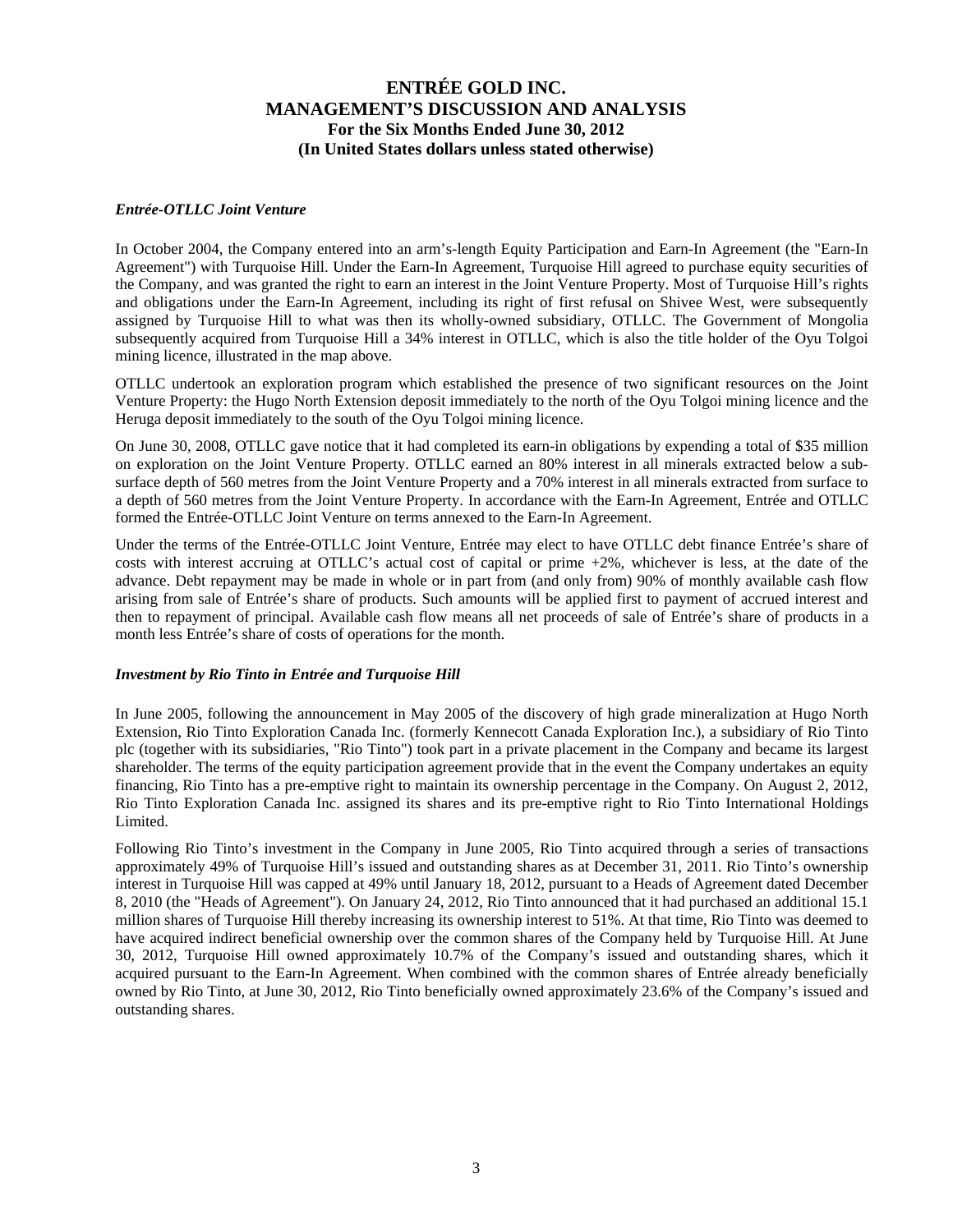### *Entrée-OTLLC Joint Venture*

In October 2004, the Company entered into an arm's-length Equity Participation and Earn-In Agreement (the "Earn-In Agreement") with Turquoise Hill. Under the Earn-In Agreement, Turquoise Hill agreed to purchase equity securities of the Company, and was granted the right to earn an interest in the Joint Venture Property. Most of Turquoise Hill's rights and obligations under the Earn-In Agreement, including its right of first refusal on Shivee West, were subsequently assigned by Turquoise Hill to what was then its wholly-owned subsidiary, OTLLC. The Government of Mongolia subsequently acquired from Turquoise Hill a 34% interest in OTLLC, which is also the title holder of the Oyu Tolgoi mining licence, illustrated in the map above.

OTLLC undertook an exploration program which established the presence of two significant resources on the Joint Venture Property: the Hugo North Extension deposit immediately to the north of the Oyu Tolgoi mining licence and the Heruga deposit immediately to the south of the Oyu Tolgoi mining licence.

On June 30, 2008, OTLLC gave notice that it had completed its earn-in obligations by expending a total of $35 million on exploration on the Joint Venture Property. OTLLC earned an 80% interest in all minerals extracted below a sub-surface depth of 560 metres from the Joint Venture Property and a 70% interest in all minerals extracted from surface to a depth of 560 metres from the Joint Venture Property. In accordance with the Earn-In Agreement, Entrée and OTLLC formed the Entrée-OTLLC Joint Venture on terms annexed to the Earn-In Agreement.

Under the terms of the Entrée-OTLLC Joint Venture, Entrée may elect to have OTLLC debt finance Entrée's share of costs with interest accruing at OTLLC's actual cost of capital or prime +2%, whichever is less, at the date of the advance. Debt repayment may be made in whole or in part from (and only from) 90% of monthly available cash flow arising from sale of Entrée's share of products. Such amounts will be applied first to payment of accrued interest and then to repayment of principal. Available cash flow means all net proceeds of sale of Entrée's share of products in a month less Entrée's share of costs of operations for the month.

### *Investment by Rio Tinto in Entrée and Turquoise Hill*

In June 2005, following the announcement in May 2005 of the discovery of high grade mineralization at Hugo North Extension, Rio Tinto Exploration Canada Inc. (formerly Kennecott Canada Exploration Inc.), a subsidiary of Rio Tinto plc (together with its subsidiaries, "Rio Tinto") took part in a private placement in the Company and became its largest shareholder. The terms of the equity participation agreement provide that in the event the Company undertakes an equity financing, Rio Tinto has a pre-emptive right to maintain its ownership percentage in the Company. On August 2, 2012, Rio Tinto Exploration Canada Inc. assigned its shares and its pre-emptive right to Rio Tinto International Holdings Limited.

Following Rio Tinto's investment in the Company in June 2005, Rio Tinto acquired through a series of transactions approximately 49% of Turquoise Hill's issued and outstanding shares as at December 31, 2011. Rio Tinto's ownership interest in Turquoise Hill was capped at 49% until January 18, 2012, pursuant to a Heads of Agreement dated December 8, 2010 (the "Heads of Agreement"). On January 24, 2012, Rio Tinto announced that it had purchased an additional 15.1 million shares of Turquoise Hill thereby increasing its ownership interest to 51%. At that time, Rio Tinto was deemed to have acquired indirect beneficial ownership over the common shares of the Company held by Turquoise Hill. At June 30, 2012, Turquoise Hill owned approximately 10.7% of the Company's issued and outstanding shares, which it acquired pursuant to the Earn-In Agreement. When combined with the common shares of Entrée already beneficially owned by Rio Tinto, at June 30, 2012, Rio Tinto beneficially owned approximately 23.6% of the Company's issued and outstanding shares.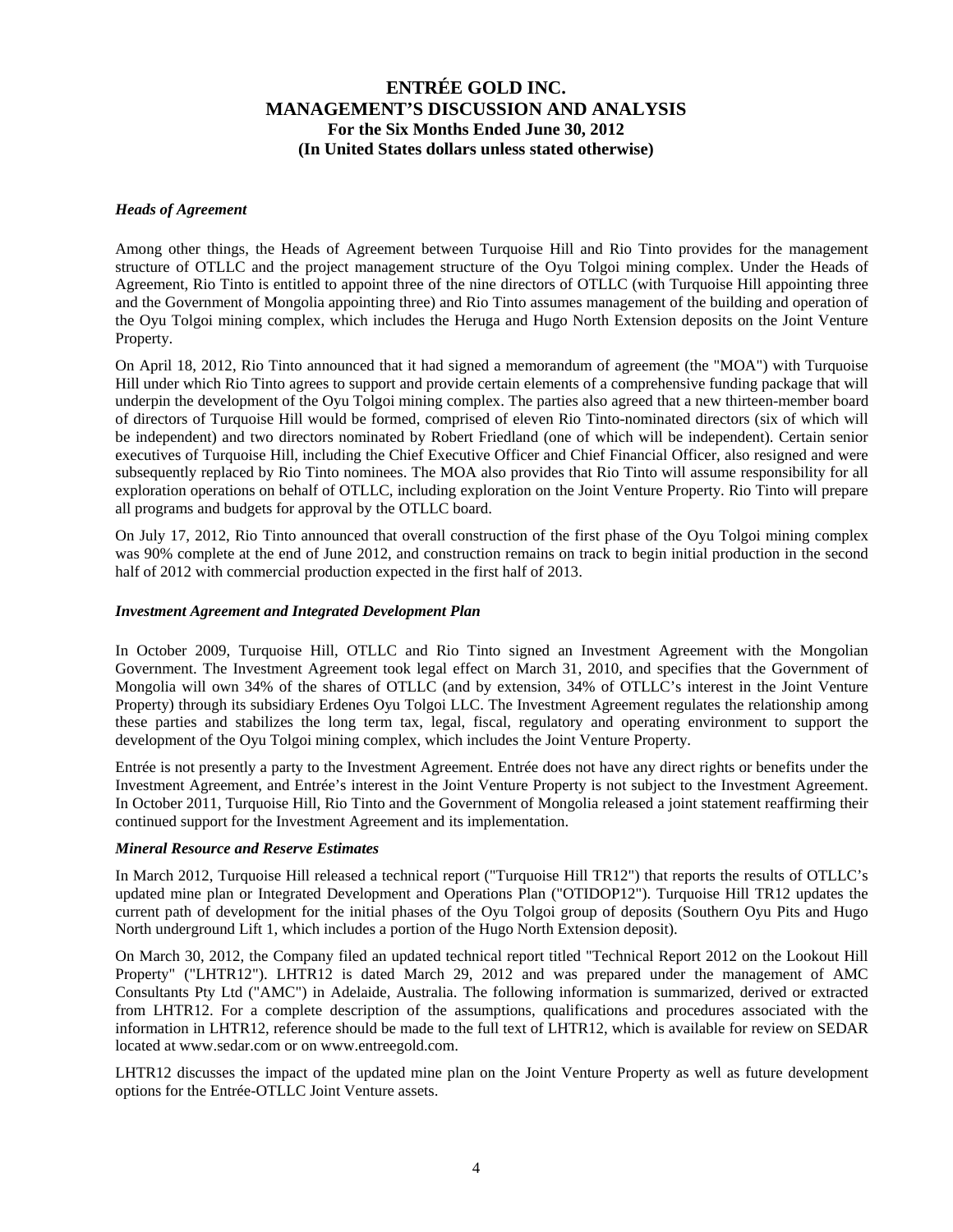### *Heads of Agreement*

Among other things, the Heads of Agreement between Turquoise Hill and Rio Tinto provides for the management structure of OTLLC and the project management structure of the Oyu Tolgoi mining complex. Under the Heads of Agreement, Rio Tinto is entitled to appoint three of the nine directors of OTLLC (with Turquoise Hill appointing three and the Government of Mongolia appointing three) and Rio Tinto assumes management of the building and operation of the Oyu Tolgoi mining complex, which includes the Heruga and Hugo North Extension deposits on the Joint Venture Property.

On April 18, 2012, Rio Tinto announced that it had signed a memorandum of agreement (the "MOA") with Turquoise Hill under which Rio Tinto agrees to support and provide certain elements of a comprehensive funding package that will underpin the development of the Oyu Tolgoi mining complex. The parties also agreed that a new thirteen-member board of directors of Turquoise Hill would be formed, comprised of eleven Rio Tinto-nominated directors (six of which will be independent) and two directors nominated by Robert Friedland (one of which will be independent). Certain senior executives of Turquoise Hill, including the Chief Executive Officer and Chief Financial Officer, also resigned and were subsequently replaced by Rio Tinto nominees. The MOA also provides that Rio Tinto will assume responsibility for all exploration operations on behalf of OTLLC, including exploration on the Joint Venture Property. Rio Tinto will prepare all programs and budgets for approval by the OTLLC board.

On July 17, 2012, Rio Tinto announced that overall construction of the first phase of the Oyu Tolgoi mining complex was 90% complete at the end of June 2012, and construction remains on track to begin initial production in the second half of 2012 with commercial production expected in the first half of 2013.

### *Investment Agreement and Integrated Development Plan*

In October 2009, Turquoise Hill, OTLLC and Rio Tinto signed an Investment Agreement with the Mongolian Government. The Investment Agreement took legal effect on March 31, 2010, and specifies that the Government of Mongolia will own 34% of the shares of OTLLC (and by extension, 34% of OTLLC's interest in the Joint Venture Property) through its subsidiary Erdenes Oyu Tolgoi LLC. The Investment Agreement regulates the relationship among these parties and stabilizes the long term tax, legal, fiscal, regulatory and operating environment to support the development of the Oyu Tolgoi mining complex, which includes the Joint Venture Property.

Entrée is not presently a party to the Investment Agreement. Entrée does not have any direct rights or benefits under the Investment Agreement, and Entrée's interest in the Joint Venture Property is not subject to the Investment Agreement. In October 2011, Turquoise Hill, Rio Tinto and the Government of Mongolia released a joint statement reaffirming their continued support for the Investment Agreement and its implementation.

### *Mineral Resource and Reserve Estimates*

In March 2012, Turquoise Hill released a technical report ("Turquoise Hill TR12") that reports the results of OTLLC's updated mine plan or Integrated Development and Operations Plan ("OTIDOP12"). Turquoise Hill TR12 updates the current path of development for the initial phases of the Oyu Tolgoi group of deposits (Southern Oyu Pits and Hugo North underground Lift 1, which includes a portion of the Hugo North Extension deposit).

On March 30, 2012, the Company filed an updated technical report titled "Technical Report 2012 on the Lookout Hill Property" ("LHTR12"). LHTR12 is dated March 29, 2012 and was prepared under the management of AMC Consultants Pty Ltd ("AMC") in Adelaide, Australia. The following information is summarized, derived or extracted from LHTR12. For a complete description of the assumptions, qualifications and procedures associated with the information in LHTR12, reference should be made to the full text of LHTR12, which is available for review on SEDAR located at www.sedar.com or on www.entreegold.com.

LHTR12 discusses the impact of the updated mine plan on the Joint Venture Property as well as future development options for the Entrée-OTLLC Joint Venture assets.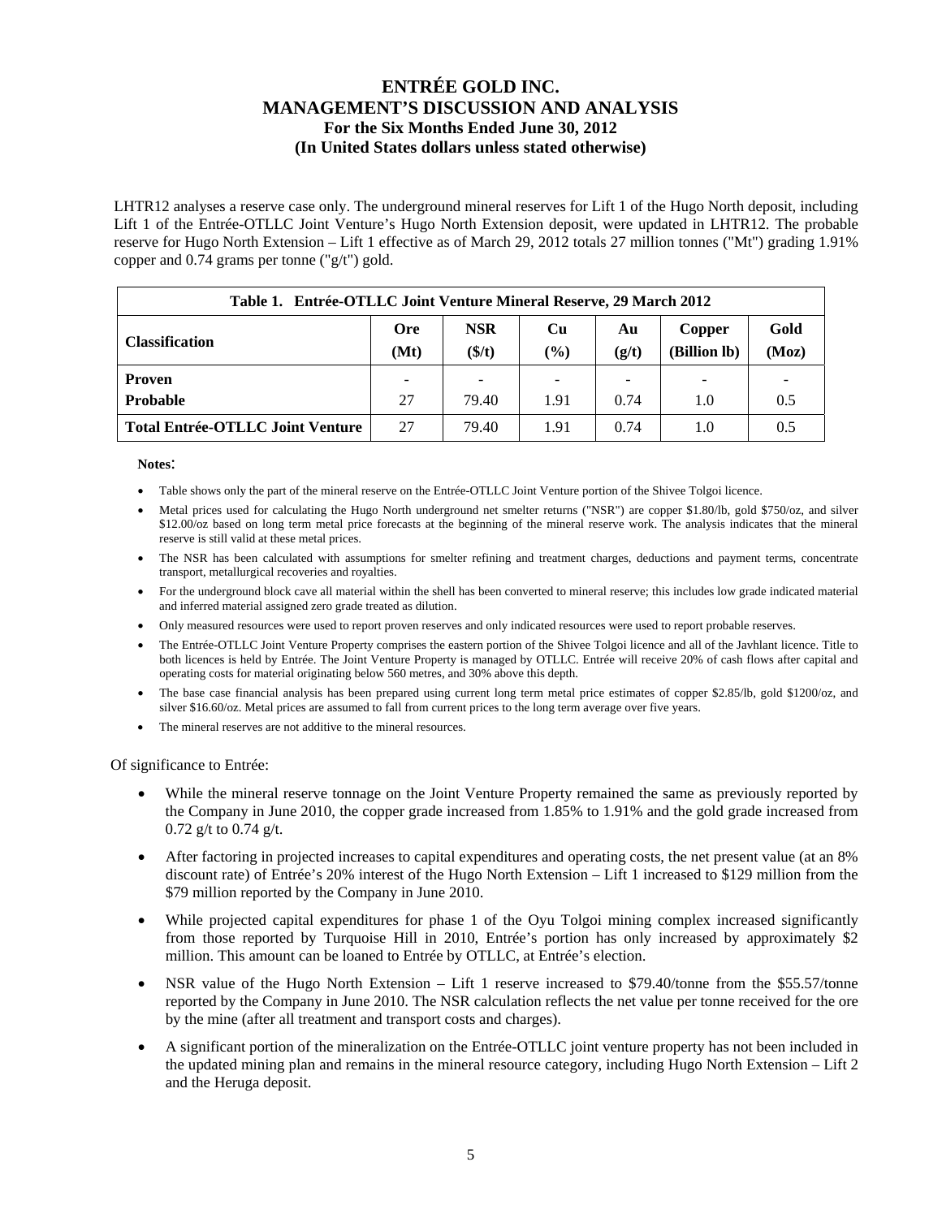LHTR12 analyses a reserve case only. The underground mineral reserves for Lift 1 of the Hugo North deposit, including Lift 1 of the Entrée-OTLLC Joint Venture's Hugo North Extension deposit, were updated in LHTR12. The probable reserve for Hugo North Extension – Lift 1 effective as of March 29, 2012 totals 27 million tonnes ("Mt") grading 1.91% copper and 0.74 grams per tonne ("g/t") gold.

**Table 1. Entrée-OTLLC Joint Venture Mineral Reserve, 29 March 2012**

| Classification | Ore (Mt) | NSR ($/t) | Cu (%) | Au (g/t) | Copper (Billion lb) | Gold (Moz) |
|---|---|---|---|---|---|---|
| **Proven** | - | - | - | - | - | - |
| **Probable** | 27 | 79.40 | 1.91 | 0.74 | 1.0 | 0.5 |
| **Total Entrée-OTLLC Joint Venture** | 27 | 79.40 | 1.91 | 0.74 | 1.0 | 0.5 |

**Notes:**

- Table shows only the part of the mineral reserve on the Entrée-OTLLC Joint Venture portion of the Shivee Tolgoi licence.
- Metal prices used for calculating the Hugo North underground net smelter returns ("NSR") are copper $1.80/lb, gold $750/oz, and silver $12.00/oz based on long term metal price forecasts at the beginning of the mineral reserve work. The analysis indicates that the mineral reserve is still valid at these metal prices.
- The NSR has been calculated with assumptions for smelter refining and treatment charges, deductions and payment terms, concentrate transport, metallurgical recoveries and royalties.
- For the underground block cave all material within the shell has been converted to mineral reserve; this includes low grade indicated material and inferred material assigned zero grade treated as dilution.
- Only measured resources were used to report proven reserves and only indicated resources were used to report probable reserves.
- The Entrée-OTLLC Joint Venture Property comprises the eastern portion of the Shivee Tolgoi licence and all of the Javhlant licence. Title to both licences is held by Entrée. The Joint Venture Property is managed by OTLLC. Entrée will receive 20% of cash flows after capital and operating costs for material originating below 560 metres, and 30% above this depth.
- The base case financial analysis has been prepared using current long term metal price estimates of copper $2.85/lb, gold $1200/oz, and silver $16.60/oz. Metal prices are assumed to fall from current prices to the long term average over five years.
- The mineral reserves are not additive to the mineral resources.

Of significance to Entrée:

- While the mineral reserve tonnage on the Joint Venture Property remained the same as previously reported by the Company in June 2010, the copper grade increased from 1.85% to 1.91% and the gold grade increased from 0.72 g/t to 0.74 g/t.
- After factoring in projected increases to capital expenditures and operating costs, the net present value (at an 8% discount rate) of Entrée's 20% interest of the Hugo North Extension – Lift 1 increased to $129 million from the $79 million reported by the Company in June 2010.
- While projected capital expenditures for phase 1 of the Oyu Tolgoi mining complex increased significantly from those reported by Turquoise Hill in 2010, Entrée's portion has only increased by approximately $2 million. This amount can be loaned to Entrée by OTLLC, at Entrée's election.
- NSR value of the Hugo North Extension – Lift 1 reserve increased to $79.40/tonne from the $55.57/tonne reported by the Company in June 2010. The NSR calculation reflects the net value per tonne received for the ore by the mine (after all treatment and transport costs and charges).
- A significant portion of the mineralization on the Entrée-OTLLC joint venture property has not been included in the updated mining plan and remains in the mineral resource category, including Hugo North Extension – Lift 2 and the Heruga deposit.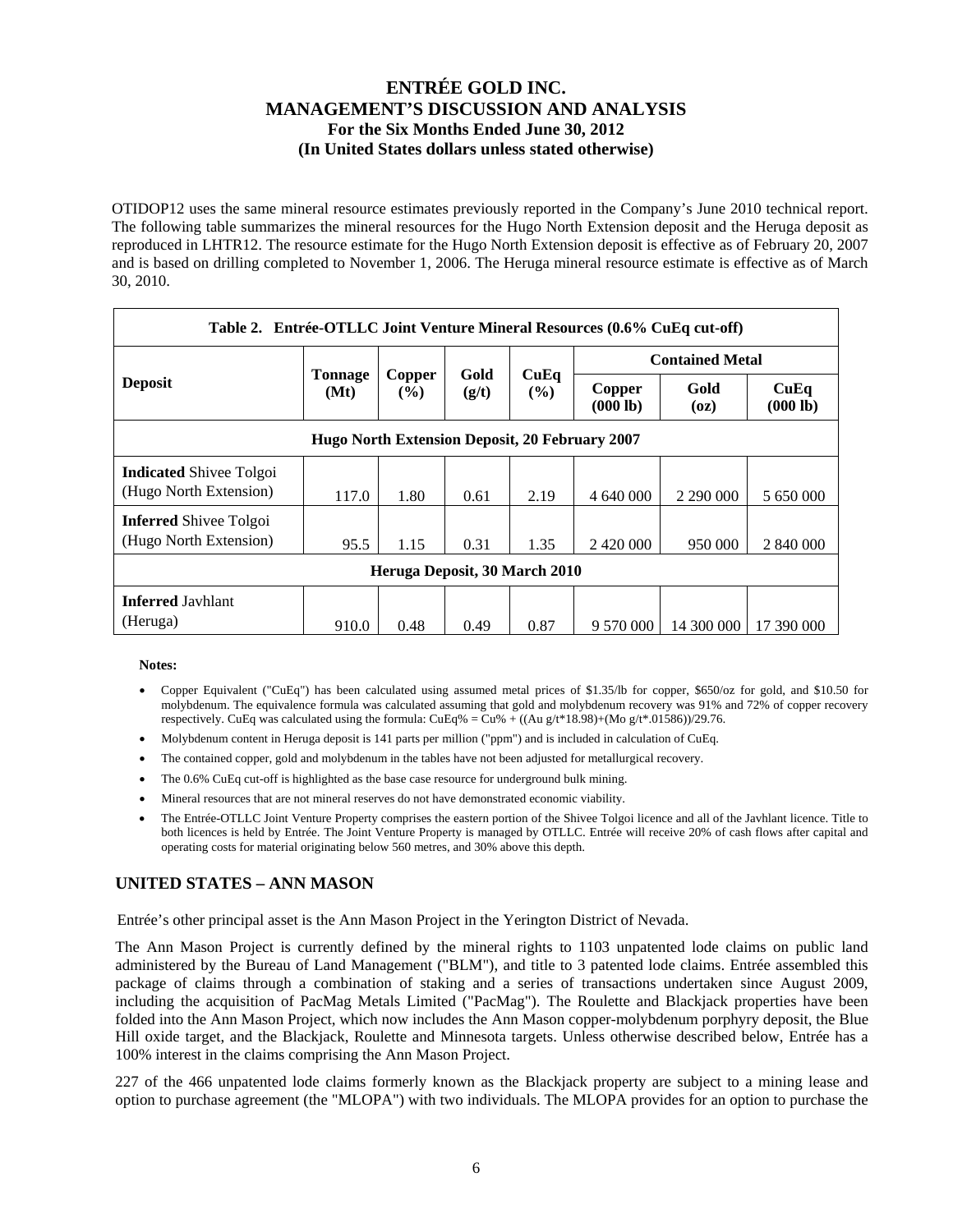OTIDOP12 uses the same mineral resource estimates previously reported in the Company's June 2010 technical report. The following table summarizes the mineral resources for the Hugo North Extension deposit and the Heruga deposit as reproduced in LHTR12. The resource estimate for the Hugo North Extension deposit is effective as of February 20, 2007 and is based on drilling completed to November 1, 2006. The Heruga mineral resource estimate is effective as of March 30, 2010.

**Table 2. Entrée-OTLLC Joint Venture Mineral Resources (0.6% CuEq cut-off)**

| Deposit | Tonnage (Mt) | Copper (%) | Gold (g/t) | CuEq (%) | Contained Metal | | |
|---|---|---|---|---|---|---|---|
| | | | | | Copper (000 lb) | Gold (oz) | CuEq (000 lb) |
| **Hugo North Extension Deposit, 20 February 2007** | | | | | | | |
| **Indicated** Shivee Tolgoi (Hugo North Extension) | 117.0 | 1.80 | 0.61 | 2.19 | 4 640 000 | 2 290 000 | 5 650 000 |
| **Inferred** Shivee Tolgoi (Hugo North Extension) | 95.5 | 1.15 | 0.31 | 1.35 | 2 420 000 | 950 000 | 2 840 000 |
| **Heruga Deposit, 30 March 2010** | | | | | | | |
| **Inferred** Javhlant (Heruga) | 910.0 | 0.48 | 0.49 | 0.87 | 9 570 000 | 14 300 000 | 17 390 000 |

**Notes:**

- Copper Equivalent ("CuEq") has been calculated using assumed metal prices of \$1.35/lb for copper, \$650/oz for gold, and \$10.50 for molybdenum. The equivalence formula was calculated assuming that gold and molybdenum recovery was 91% and 72% of copper recovery respectively. CuEq was calculated using the formula: CuEq% = Cu% + ((Au g/t*18.98)+(Mo g/t*.01586))/29.76.
- Molybdenum content in Heruga deposit is 141 parts per million ("ppm") and is included in calculation of CuEq.
- The contained copper, gold and molybdenum in the tables have not been adjusted for metallurgical recovery.
- The 0.6% CuEq cut-off is highlighted as the base case resource for underground bulk mining.
- Mineral resources that are not mineral reserves do not have demonstrated economic viability.
- The Entrée-OTLLC Joint Venture Property comprises the eastern portion of the Shivee Tolgoi licence and all of the Javhlant licence. Title to both licences is held by Entrée. The Joint Venture Property is managed by OTLLC. Entrée will receive 20% of cash flows after capital and operating costs for material originating below 560 metres, and 30% above this depth.

## UNITED STATES – ANN MASON

Entrée's other principal asset is the Ann Mason Project in the Yerington District of Nevada.

The Ann Mason Project is currently defined by the mineral rights to 1103 unpatented lode claims on public land administered by the Bureau of Land Management ("BLM"), and title to 3 patented lode claims. Entrée assembled this package of claims through a combination of staking and a series of transactions undertaken since August 2009, including the acquisition of PacMag Metals Limited ("PacMag"). The Roulette and Blackjack properties have been folded into the Ann Mason Project, which now includes the Ann Mason copper-molybdenum porphyry deposit, the Blue Hill oxide target, and the Blackjack, Roulette and Minnesota targets. Unless otherwise described below, Entrée has a 100% interest in the claims comprising the Ann Mason Project.

227 of the 466 unpatented lode claims formerly known as the Blackjack property are subject to a mining lease and option to purchase agreement (the "MLOPA") with two individuals. The MLOPA provides for an option to purchase the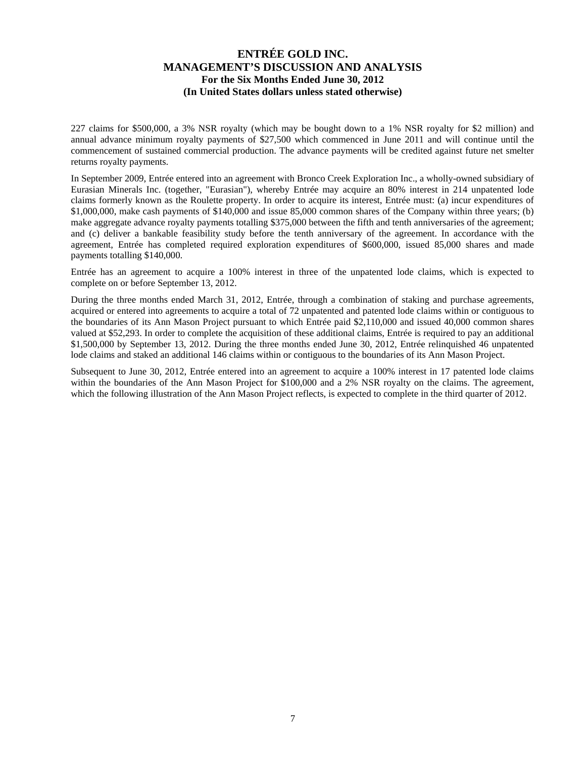227 claims for $500,000, a 3% NSR royalty (which may be bought down to a 1% NSR royalty for $2 million) and annual advance minimum royalty payments of $27,500 which commenced in June 2011 and will continue until the commencement of sustained commercial production. The advance payments will be credited against future net smelter returns royalty payments.

In September 2009, Entrée entered into an agreement with Bronco Creek Exploration Inc., a wholly-owned subsidiary of Eurasian Minerals Inc. (together, "Eurasian"), whereby Entrée may acquire an 80% interest in 214 unpatented lode claims formerly known as the Roulette property. In order to acquire its interest, Entrée must: (a) incur expenditures of $1,000,000, make cash payments of $140,000 and issue 85,000 common shares of the Company within three years; (b) make aggregate advance royalty payments totalling $375,000 between the fifth and tenth anniversaries of the agreement; and (c) deliver a bankable feasibility study before the tenth anniversary of the agreement. In accordance with the agreement, Entrée has completed required exploration expenditures of $600,000, issued 85,000 shares and made payments totalling $140,000.

Entrée has an agreement to acquire a 100% interest in three of the unpatented lode claims, which is expected to complete on or before September 13, 2012.

During the three months ended March 31, 2012, Entrée, through a combination of staking and purchase agreements, acquired or entered into agreements to acquire a total of 72 unpatented and patented lode claims within or contiguous to the boundaries of its Ann Mason Project pursuant to which Entrée paid $2,110,000 and issued 40,000 common shares valued at $52,293. In order to complete the acquisition of these additional claims, Entrée is required to pay an additional $1,500,000 by September 13, 2012. During the three months ended June 30, 2012, Entrée relinquished 46 unpatented lode claims and staked an additional 146 claims within or contiguous to the boundaries of its Ann Mason Project.

Subsequent to June 30, 2012, Entrée entered into an agreement to acquire a 100% interest in 17 patented lode claims within the boundaries of the Ann Mason Project for $100,000 and a 2% NSR royalty on the claims. The agreement, which the following illustration of the Ann Mason Project reflects, is expected to complete in the third quarter of 2012.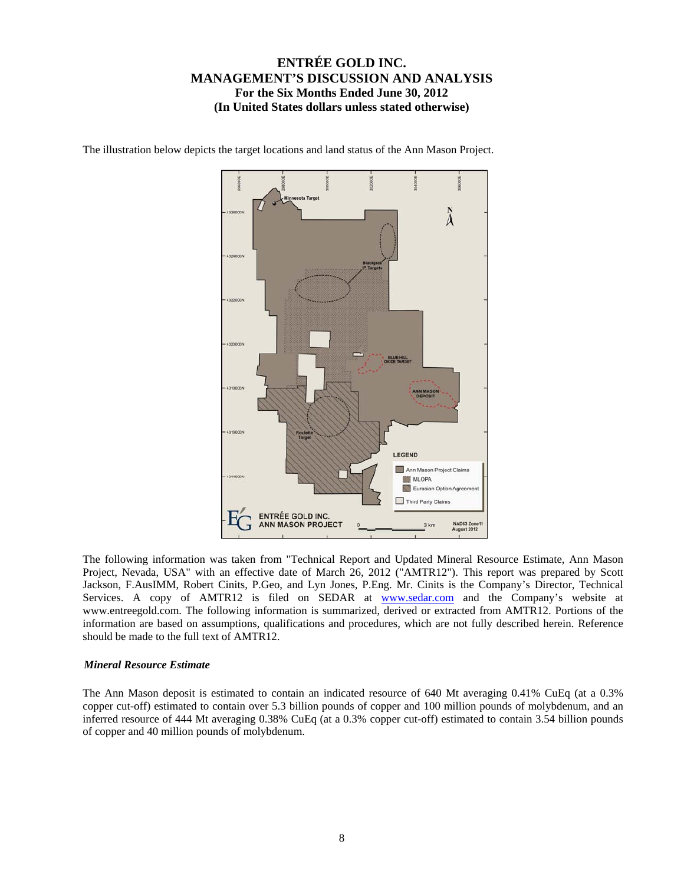The illustration below depicts the target locations and land status of the Ann Mason Project.

The following information was taken from "Technical Report and Updated Mineral Resource Estimate, Ann Mason Project, Nevada, USA" with an effective date of March 26, 2012 ("AMTR12"). This report was prepared by Scott Jackson, F.AusIMM, Robert Cinits, P.Geo, and Lyn Jones, P.Eng. Mr. Cinits is the Company's Director, Technical Services. A copy of AMTR12 is filed on SEDAR at www.sedar.com and the Company's website at www.entreegold.com. The following information is summarized, derived or extracted from AMTR12. Portions of the information are based on assumptions, qualifications and procedures, which are not fully described herein. Reference should be made to the full text of AMTR12.

### *Mineral Resource Estimate*

The Ann Mason deposit is estimated to contain an indicated resource of 640 Mt averaging 0.41% CuEq (at a 0.3% copper cut-off) estimated to contain over 5.3 billion pounds of copper and 100 million pounds of molybdenum, and an inferred resource of 444 Mt averaging 0.38% CuEq (at a 0.3% copper cut-off) estimated to contain 3.54 billion pounds of copper and 40 million pounds of molybdenum.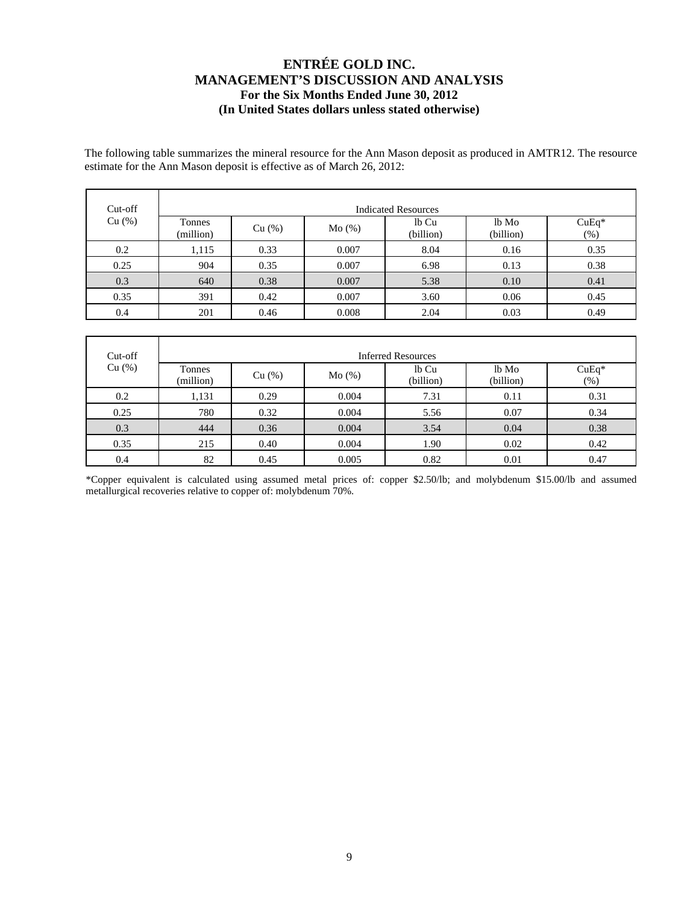The following table summarizes the mineral resource for the Ann Mason deposit as produced in AMTR12. The resource estimate for the Ann Mason deposit is effective as of March 26, 2012:

| Cut-off Cu (%) | Indicated Resources | | | | | |
|---|---|---|---|---|---|---|
| | Tonnes (million) | Cu (%) | Mo (%) | lb Cu (billion) | lb Mo (billion) | CuEq* (%) |
| 0.2 | 1,115 | 0.33 | 0.007 | 8.04 | 0.16 | 0.35 |
| 0.25 | 904 | 0.35 | 0.007 | 6.98 | 0.13 | 0.38 |
| 0.3 | 640 | 0.38 | 0.007 | 5.38 | 0.10 | 0.41 |
| 0.35 | 391 | 0.42 | 0.007 | 3.60 | 0.06 | 0.45 |
| 0.4 | 201 | 0.46 | 0.008 | 2.04 | 0.03 | 0.49 |

| Cut-off Cu (%) | Inferred Resources | | | | | |
|---|---|---|---|---|---|---|
| | Tonnes (million) | Cu (%) | Mo (%) | lb Cu (billion) | lb Mo (billion) | CuEq* (%) |
| 0.2 | 1,131 | 0.29 | 0.004 | 7.31 | 0.11 | 0.31 |
| 0.25 | 780 | 0.32 | 0.004 | 5.56 | 0.07 | 0.34 |
| 0.3 | 444 | 0.36 | 0.004 | 3.54 | 0.04 | 0.38 |
| 0.35 | 215 | 0.40 | 0.004 | 1.90 | 0.02 | 0.42 |
| 0.4 | 82 | 0.45 | 0.005 | 0.82 | 0.01 | 0.47 |

*Copper equivalent is calculated using assumed metal prices of: copper $2.50/lb; and molybdenum $15.00/lb and assumed metallurgical recoveries relative to copper of: molybdenum 70%.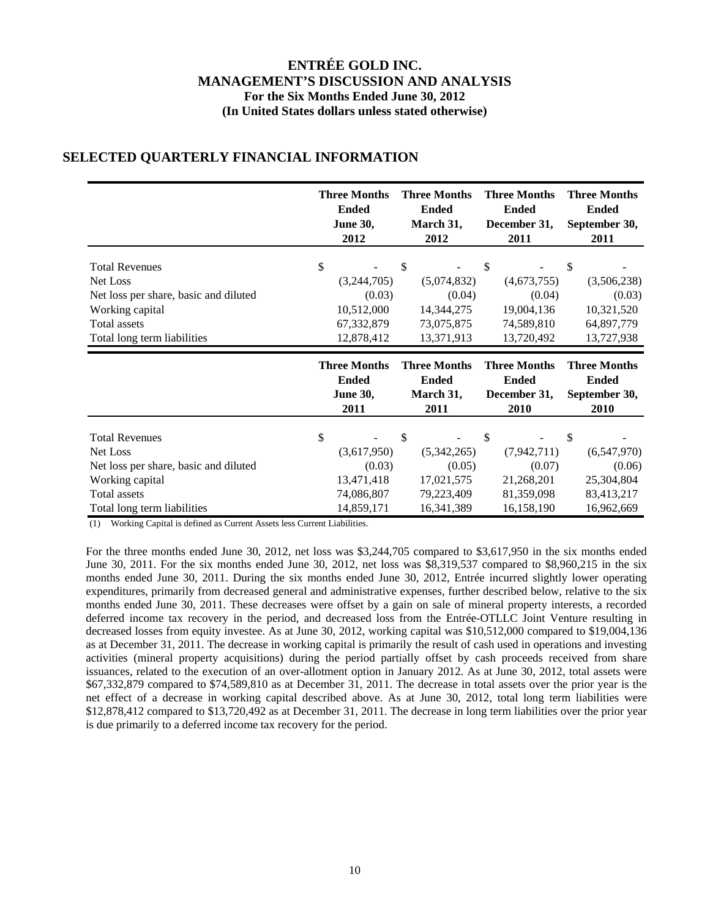## SELECTED QUARTERLY FINANCIAL INFORMATION

| | Three Months Ended June 30, 2012 | Three Months Ended March 31, 2012 | Three Months Ended December 31, 2011 | Three Months Ended September 30, 2011 |
|---|---|---|---|---|
| Total Revenues | $ - | $ - | $ - | $ - |
| Net Loss | (3,244,705) | (5,074,832) | (4,673,755) | (3,506,238) |
| Net loss per share, basic and diluted | (0.03) | (0.04) | (0.04) | (0.03) |
| Working capital | 10,512,000 | 14,344,275 | 19,004,136 | 10,321,520 |
| Total assets | 67,332,879 | 73,075,875 | 74,589,810 | 64,897,779 |
| Total long term liabilities | 12,878,412 | 13,371,913 | 13,720,492 | 13,727,938 |

| | Three Months Ended June 30, 2011 | Three Months Ended March 31, 2011 | Three Months Ended December 31, 2010 | Three Months Ended September 30, 2010 |
|---|---|---|---|---|
| Total Revenues | $ - | $ - | $ - | $ - |
| Net Loss | (3,617,950) | (5,342,265) | (7,942,711) | (6,547,970) |
| Net loss per share, basic and diluted | (0.03) | (0.05) | (0.07) | (0.06) |
| Working capital | 13,471,418 | 17,021,575 | 21,268,201 | 25,304,804 |
| Total assets | 74,086,807 | 79,223,409 | 81,359,098 | 83,413,217 |
| Total long term liabilities | 14,859,171 | 16,341,389 | 16,158,190 | 16,962,669 |

(1) Working Capital is defined as Current Assets less Current Liabilities.

For the three months ended June 30, 2012, net loss was $3,244,705 compared to $3,617,950 in the six months ended June 30, 2011. For the six months ended June 30, 2012, net loss was $8,319,537 compared to $8,960,215 in the six months ended June 30, 2011. During the six months ended June 30, 2012, Entrée incurred slightly lower operating expenditures, primarily from decreased general and administrative expenses, further described below, relative to the six months ended June 30, 2011. These decreases were offset by a gain on sale of mineral property interests, a recorded deferred income tax recovery in the period, and decreased loss from the Entrée-OTLLC Joint Venture resulting in decreased losses from equity investee. As at June 30, 2012, working capital was $10,512,000 compared to $19,004,136 as at December 31, 2011. The decrease in working capital is primarily the result of cash used in operations and investing activities (mineral property acquisitions) during the period partially offset by cash proceeds received from share issuances, related to the execution of an over-allotment option in January 2012. As at June 30, 2012, total assets were $67,332,879 compared to $74,589,810 as at December 31, 2011. The decrease in total assets over the prior year is the net effect of a decrease in working capital described above. As at June 30, 2012, total long term liabilities were $12,878,412 compared to $13,720,492 as at December 31, 2011. The decrease in long term liabilities over the prior year is due primarily to a deferred income tax recovery for the period.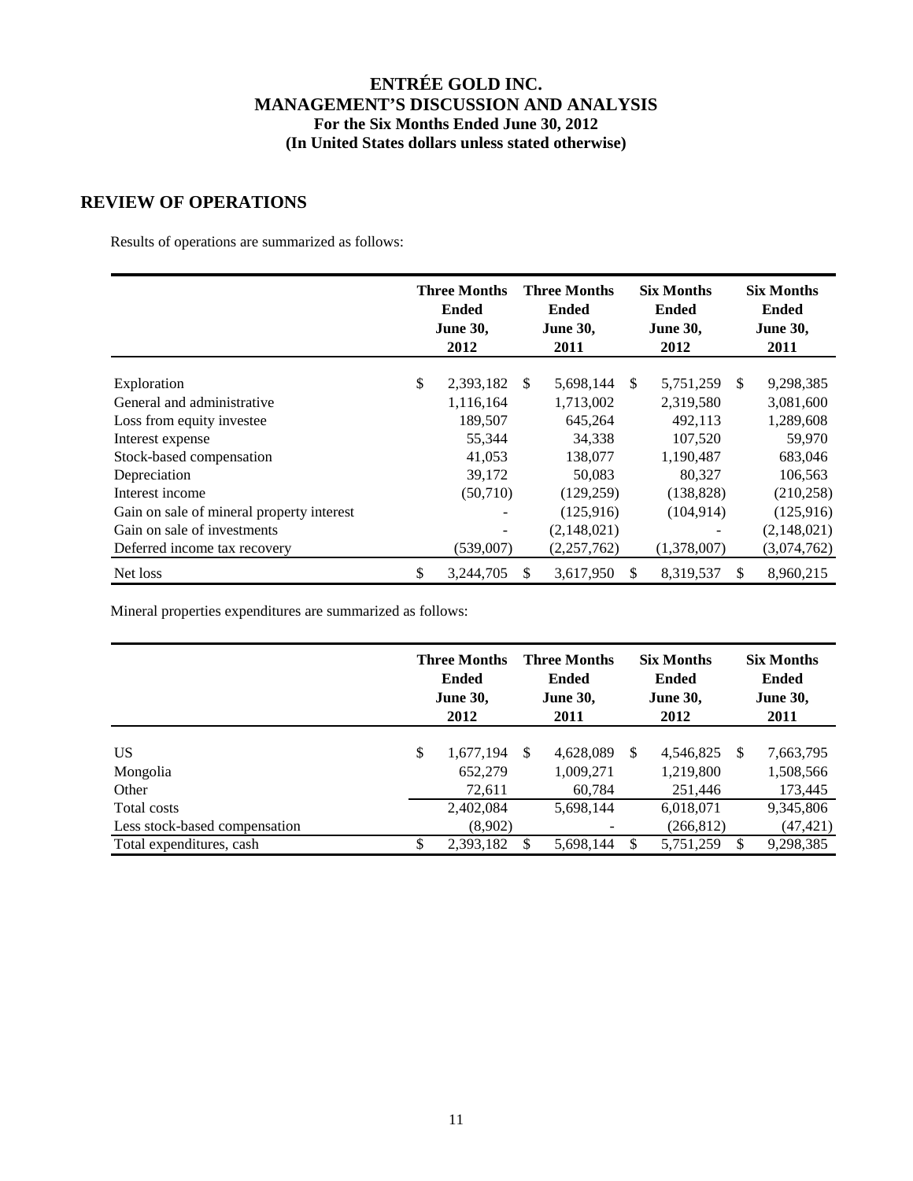## REVIEW OF OPERATIONS

Results of operations are summarized as follows:

| | Three Months Ended June 30, 2012 | Three Months Ended June 30, 2011 | Six Months Ended June 30, 2012 | Six Months Ended June 30, 2011 |
|---|---|---|---|---|
| Exploration | $ 2,393,182 | $ 5,698,144 | $ 5,751,259 | $ 9,298,385 |
| General and administrative | 1,116,164 | 1,713,002 | 2,319,580 | 3,081,600 |
| Loss from equity investee | 189,507 | 645,264 | 492,113 | 1,289,608 |
| Interest expense | 55,344 | 34,338 | 107,520 | 59,970 |
| Stock-based compensation | 41,053 | 138,077 | 1,190,487 | 683,046 |
| Depreciation | 39,172 | 50,083 | 80,327 | 106,563 |
| Interest income | (50,710) | (129,259) | (138,828) | (210,258) |
| Gain on sale of mineral property interest | - | (125,916) | (104,914) | (125,916) |
| Gain on sale of investments | - | (2,148,021) | - | (2,148,021) |
| Deferred income tax recovery | (539,007) | (2,257,762) | (1,378,007) | (3,074,762) |
| Net loss | $ 3,244,705 | $ 3,617,950 | $ 8,319,537 | $ 8,960,215 |

Mineral properties expenditures are summarized as follows:

| | Three Months Ended June 30, 2012 | Three Months Ended June 30, 2011 | Six Months Ended June 30, 2012 | Six Months Ended June 30, 2011 |
|---|---|---|---|---|
| US | $ 1,677,194 | $ 4,628,089 | $ 4,546,825 | $ 7,663,795 |
| Mongolia | 652,279 | 1,009,271 | 1,219,800 | 1,508,566 |
| Other | 72,611 | 60,784 | 251,446 | 173,445 |
| Total costs | 2,402,084 | 5,698,144 | 6,018,071 | 9,345,806 |
| Less stock-based compensation | (8,902) | - | (266,812) | (47,421) |
| Total expenditures, cash | $ 2,393,182 | $ 5,698,144 | $ 5,751,259 | $ 9,298,385 |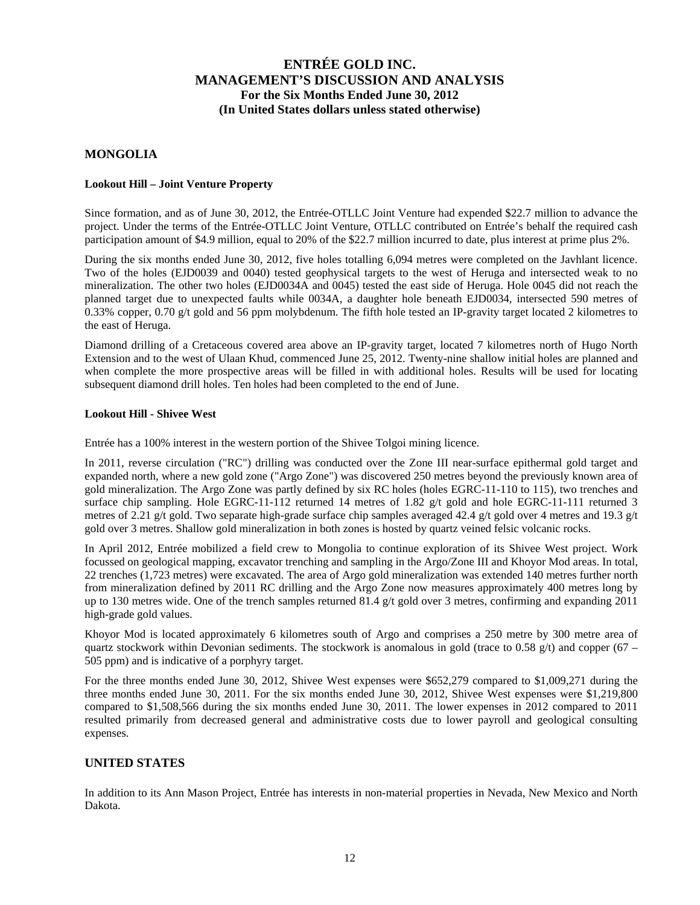## MONGOLIA

### Lookout Hill – Joint Venture Property

Since formation, and as of June 30, 2012, the Entrée-OTLLC Joint Venture had expended $22.7 million to advance the project. Under the terms of the Entrée-OTLLC Joint Venture, OTLLC contributed on Entrée's behalf the required cash participation amount of $4.9 million, equal to 20% of the $22.7 million incurred to date, plus interest at prime plus 2%.

During the six months ended June 30, 2012, five holes totalling 6,094 metres were completed on the Javhlant licence. Two of the holes (EJD0039 and 0040) tested geophysical targets to the west of Heruga and intersected weak to no mineralization. The other two holes (EJD0034A and 0045) tested the east side of Heruga. Hole 0045 did not reach the planned target due to unexpected faults while 0034A, a daughter hole beneath EJD0034, intersected 590 metres of 0.33% copper, 0.70 g/t gold and 56 ppm molybdenum. The fifth hole tested an IP-gravity target located 2 kilometres to the east of Heruga.

Diamond drilling of a Cretaceous covered area above an IP-gravity target, located 7 kilometres north of Hugo North Extension and to the west of Ulaan Khud, commenced June 25, 2012. Twenty-nine shallow initial holes are planned and when complete the more prospective areas will be filled in with additional holes. Results will be used for locating subsequent diamond drill holes. Ten holes had been completed to the end of June.

### Lookout Hill - Shivee West

Entrée has a 100% interest in the western portion of the Shivee Tolgoi mining licence.

In 2011, reverse circulation ("RC") drilling was conducted over the Zone III near-surface epithermal gold target and expanded north, where a new gold zone ("Argo Zone") was discovered 250 metres beyond the previously known area of gold mineralization. The Argo Zone was partly defined by six RC holes (holes EGRC-11-110 to 115), two trenches and surface chip sampling. Hole EGRC-11-112 returned 14 metres of 1.82 g/t gold and hole EGRC-11-111 returned 3 metres of 2.21 g/t gold. Two separate high-grade surface chip samples averaged 42.4 g/t gold over 4 metres and 19.3 g/t gold over 3 metres. Shallow gold mineralization in both zones is hosted by quartz veined felsic volcanic rocks.

In April 2012, Entrée mobilized a field crew to Mongolia to continue exploration of its Shivee West project. Work focussed on geological mapping, excavator trenching and sampling in the Argo/Zone III and Khoyor Mod areas. In total, 22 trenches (1,723 metres) were excavated. The area of Argo gold mineralization was extended 140 metres further north from mineralization defined by 2011 RC drilling and the Argo Zone now measures approximately 400 metres long by up to 130 metres wide. One of the trench samples returned 81.4 g/t gold over 3 metres, confirming and expanding 2011 high-grade gold values.

Khoyor Mod is located approximately 6 kilometres south of Argo and comprises a 250 metre by 300 metre area of quartz stockwork within Devonian sediments. The stockwork is anomalous in gold (trace to 0.58 g/t) and copper (67 – 505 ppm) and is indicative of a porphyry target.

For the three months ended June 30, 2012, Shivee West expenses were $652,279 compared to $1,009,271 during the three months ended June 30, 2011. For the six months ended June 30, 2012, Shivee West expenses were $1,219,800 compared to $1,508,566 during the six months ended June 30, 2011. The lower expenses in 2012 compared to 2011 resulted primarily from decreased general and administrative costs due to lower payroll and geological consulting expenses.

## UNITED STATES

In addition to its Ann Mason Project, Entrée has interests in non-material properties in Nevada, New Mexico and North Dakota.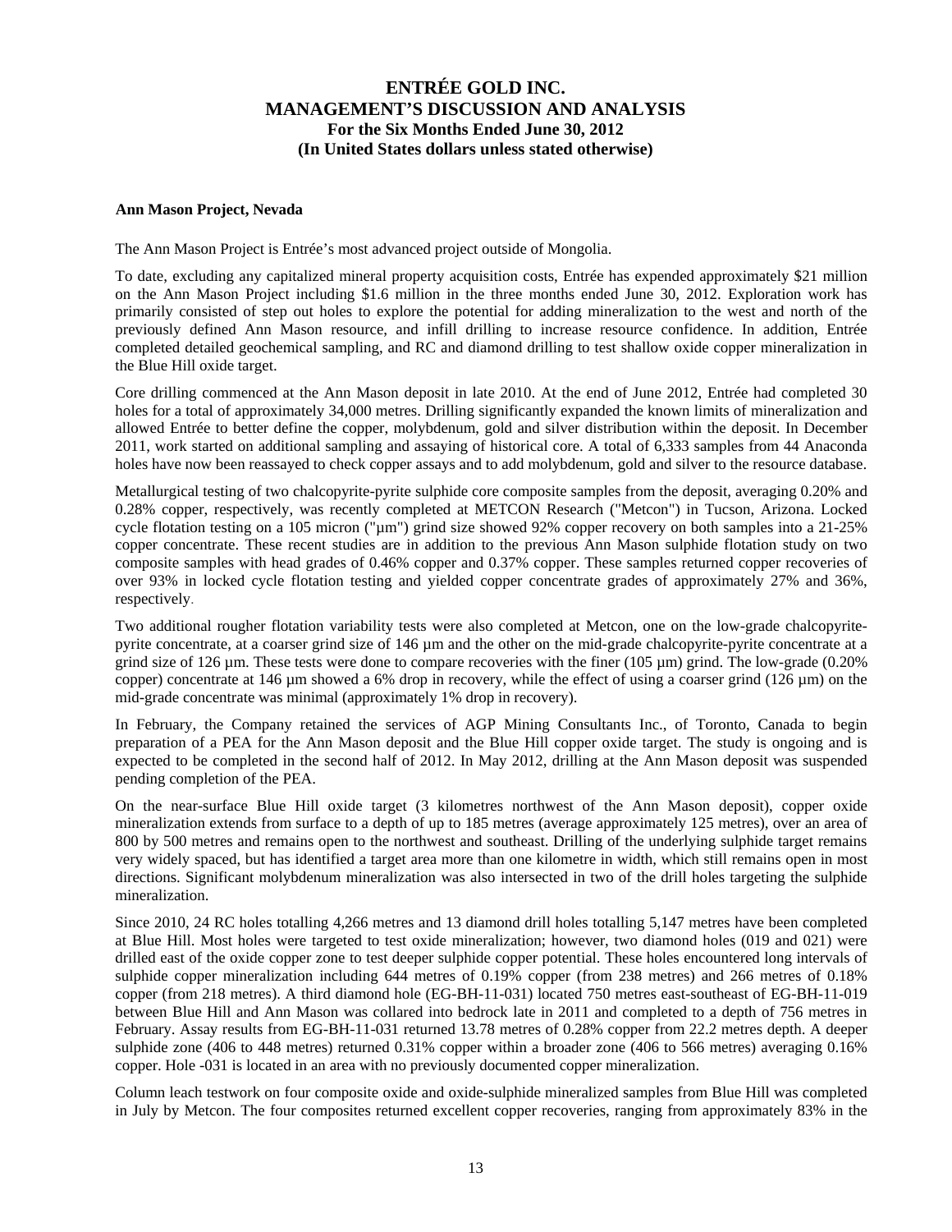**Ann Mason Project, Nevada**

The Ann Mason Project is Entrée's most advanced project outside of Mongolia.

To date, excluding any capitalized mineral property acquisition costs, Entrée has expended approximately $21 million on the Ann Mason Project including $1.6 million in the three months ended June 30, 2012. Exploration work has primarily consisted of step out holes to explore the potential for adding mineralization to the west and north of the previously defined Ann Mason resource, and infill drilling to increase resource confidence. In addition, Entrée completed detailed geochemical sampling, and RC and diamond drilling to test shallow oxide copper mineralization in the Blue Hill oxide target.

Core drilling commenced at the Ann Mason deposit in late 2010. At the end of June 2012, Entrée had completed 30 holes for a total of approximately 34,000 metres. Drilling significantly expanded the known limits of mineralization and allowed Entrée to better define the copper, molybdenum, gold and silver distribution within the deposit. In December 2011, work started on additional sampling and assaying of historical core. A total of 6,333 samples from 44 Anaconda holes have now been reassayed to check copper assays and to add molybdenum, gold and silver to the resource database.

Metallurgical testing of two chalcopyrite-pyrite sulphide core composite samples from the deposit, averaging 0.20% and 0.28% copper, respectively, was recently completed at METCON Research ("Metcon") in Tucson, Arizona. Locked cycle flotation testing on a 105 micron ("µm") grind size showed 92% copper recovery on both samples into a 21-25% copper concentrate. These recent studies are in addition to the previous Ann Mason sulphide flotation study on two composite samples with head grades of 0.46% copper and 0.37% copper. These samples returned copper recoveries of over 93% in locked cycle flotation testing and yielded copper concentrate grades of approximately 27% and 36%, respectively.

Two additional rougher flotation variability tests were also completed at Metcon, one on the low-grade chalcopyrite-pyrite concentrate, at a coarser grind size of 146 µm and the other on the mid-grade chalcopyrite-pyrite concentrate at a grind size of 126 µm. These tests were done to compare recoveries with the finer (105 µm) grind. The low-grade (0.20% copper) concentrate at 146 µm showed a 6% drop in recovery, while the effect of using a coarser grind (126 µm) on the mid-grade concentrate was minimal (approximately 1% drop in recovery).

In February, the Company retained the services of AGP Mining Consultants Inc., of Toronto, Canada to begin preparation of a PEA for the Ann Mason deposit and the Blue Hill copper oxide target. The study is ongoing and is expected to be completed in the second half of 2012. In May 2012, drilling at the Ann Mason deposit was suspended pending completion of the PEA.

On the near-surface Blue Hill oxide target (3 kilometres northwest of the Ann Mason deposit), copper oxide mineralization extends from surface to a depth of up to 185 metres (average approximately 125 metres), over an area of 800 by 500 metres and remains open to the northwest and southeast. Drilling of the underlying sulphide target remains very widely spaced, but has identified a target area more than one kilometre in width, which still remains open in most directions. Significant molybdenum mineralization was also intersected in two of the drill holes targeting the sulphide mineralization.

Since 2010, 24 RC holes totalling 4,266 metres and 13 diamond drill holes totalling 5,147 metres have been completed at Blue Hill. Most holes were targeted to test oxide mineralization; however, two diamond holes (019 and 021) were drilled east of the oxide copper zone to test deeper sulphide copper potential. These holes encountered long intervals of sulphide copper mineralization including 644 metres of 0.19% copper (from 238 metres) and 266 metres of 0.18% copper (from 218 metres). A third diamond hole (EG-BH-11-031) located 750 metres east-southeast of EG-BH-11-019 between Blue Hill and Ann Mason was collared into bedrock late in 2011 and completed to a depth of 756 metres in February. Assay results from EG-BH-11-031 returned 13.78 metres of 0.28% copper from 22.2 metres depth. A deeper sulphide zone (406 to 448 metres) returned 0.31% copper within a broader zone (406 to 566 metres) averaging 0.16% copper. Hole -031 is located in an area with no previously documented copper mineralization.

Column leach testwork on four composite oxide and oxide-sulphide mineralized samples from Blue Hill was completed in July by Metcon. The four composites returned excellent copper recoveries, ranging from approximately 83% in the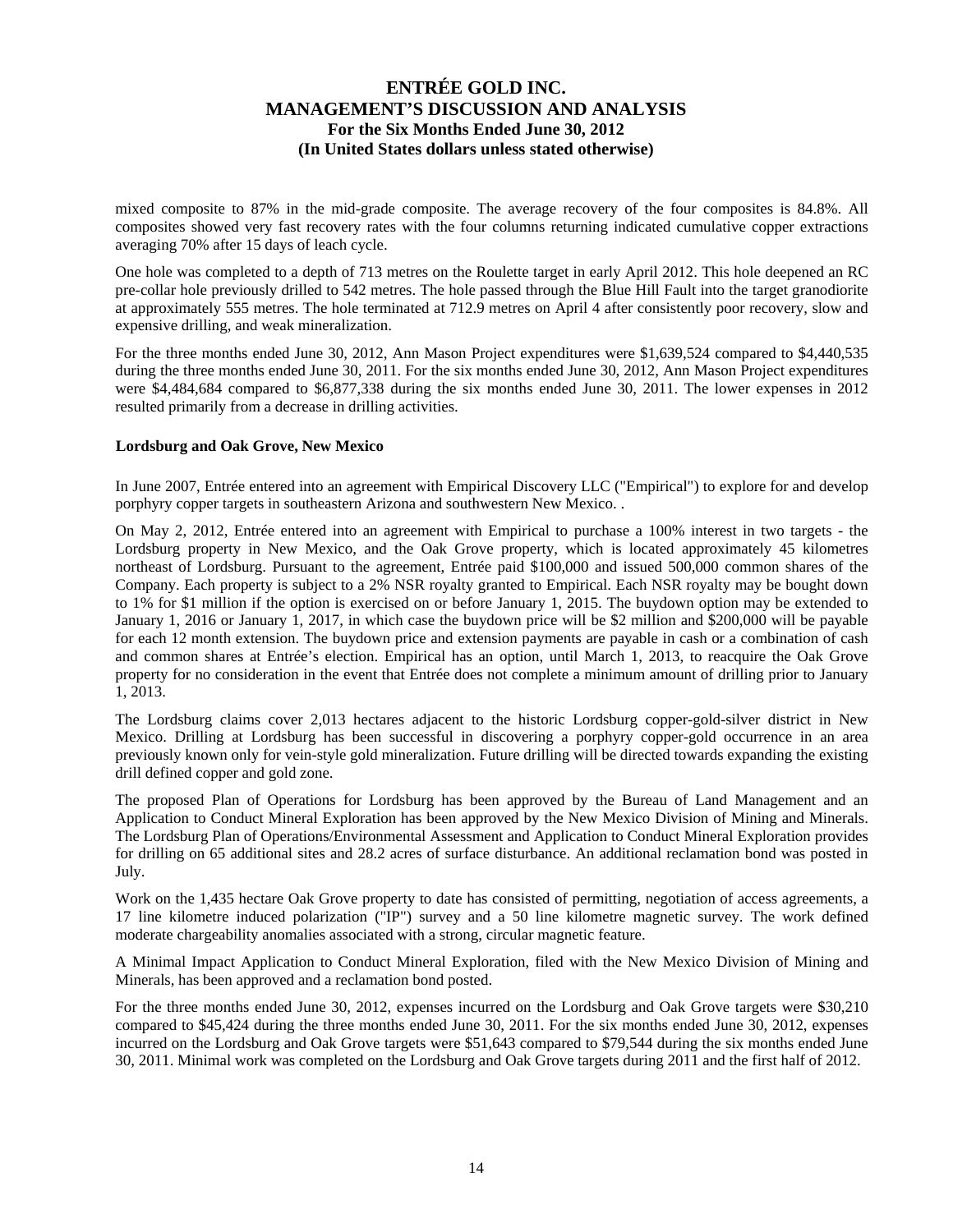mixed composite to 87% in the mid-grade composite. The average recovery of the four composites is 84.8%. All composites showed very fast recovery rates with the four columns returning indicated cumulative copper extractions averaging 70% after 15 days of leach cycle.

One hole was completed to a depth of 713 metres on the Roulette target in early April 2012. This hole deepened an RC pre-collar hole previously drilled to 542 metres. The hole passed through the Blue Hill Fault into the target granodiorite at approximately 555 metres. The hole terminated at 712.9 metres on April 4 after consistently poor recovery, slow and expensive drilling, and weak mineralization.

For the three months ended June 30, 2012, Ann Mason Project expenditures were $1,639,524 compared to $4,440,535 during the three months ended June 30, 2011. For the six months ended June 30, 2012, Ann Mason Project expenditures were $4,484,684 compared to $6,877,338 during the six months ended June 30, 2011. The lower expenses in 2012 resulted primarily from a decrease in drilling activities.

**Lordsburg and Oak Grove, New Mexico**

In June 2007, Entrée entered into an agreement with Empirical Discovery LLC ("Empirical") to explore for and develop porphyry copper targets in southeastern Arizona and southwestern New Mexico. .

On May 2, 2012, Entrée entered into an agreement with Empirical to purchase a 100% interest in two targets - the Lordsburg property in New Mexico, and the Oak Grove property, which is located approximately 45 kilometres northeast of Lordsburg. Pursuant to the agreement, Entrée paid $100,000 and issued 500,000 common shares of the Company. Each property is subject to a 2% NSR royalty granted to Empirical. Each NSR royalty may be bought down to 1% for $1 million if the option is exercised on or before January 1, 2015. The buydown option may be extended to January 1, 2016 or January 1, 2017, in which case the buydown price will be $2 million and $200,000 will be payable for each 12 month extension. The buydown price and extension payments are payable in cash or a combination of cash and common shares at Entrée's election. Empirical has an option, until March 1, 2013, to reacquire the Oak Grove property for no consideration in the event that Entrée does not complete a minimum amount of drilling prior to January 1, 2013.

The Lordsburg claims cover 2,013 hectares adjacent to the historic Lordsburg copper-gold-silver district in New Mexico. Drilling at Lordsburg has been successful in discovering a porphyry copper-gold occurrence in an area previously known only for vein-style gold mineralization. Future drilling will be directed towards expanding the existing drill defined copper and gold zone.

The proposed Plan of Operations for Lordsburg has been approved by the Bureau of Land Management and an Application to Conduct Mineral Exploration has been approved by the New Mexico Division of Mining and Minerals. The Lordsburg Plan of Operations/Environmental Assessment and Application to Conduct Mineral Exploration provides for drilling on 65 additional sites and 28.2 acres of surface disturbance. An additional reclamation bond was posted in July.

Work on the 1,435 hectare Oak Grove property to date has consisted of permitting, negotiation of access agreements, a 17 line kilometre induced polarization ("IP") survey and a 50 line kilometre magnetic survey. The work defined moderate chargeability anomalies associated with a strong, circular magnetic feature.

A Minimal Impact Application to Conduct Mineral Exploration, filed with the New Mexico Division of Mining and Minerals, has been approved and a reclamation bond posted.

For the three months ended June 30, 2012, expenses incurred on the Lordsburg and Oak Grove targets were $30,210 compared to $45,424 during the three months ended June 30, 2011. For the six months ended June 30, 2012, expenses incurred on the Lordsburg and Oak Grove targets were $51,643 compared to $79,544 during the six months ended June 30, 2011. Minimal work was completed on the Lordsburg and Oak Grove targets during 2011 and the first half of 2012.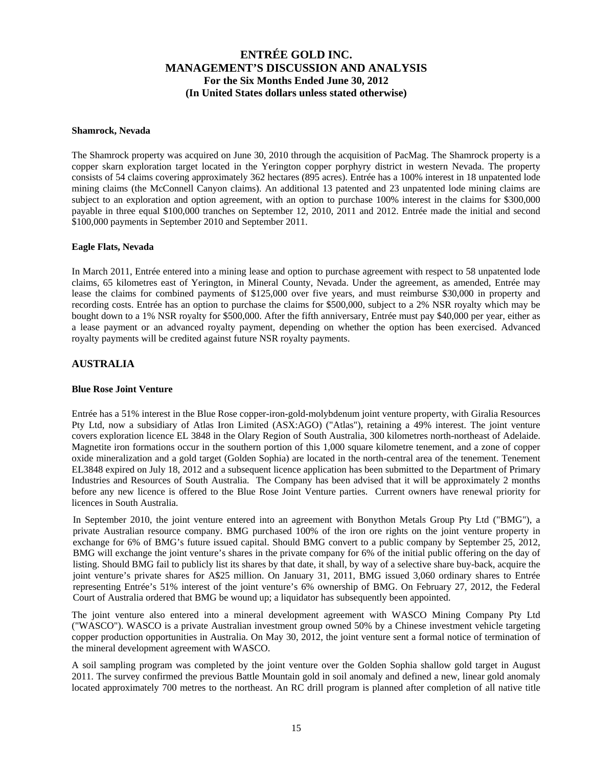### Shamrock, Nevada

The Shamrock property was acquired on June 30, 2010 through the acquisition of PacMag. The Shamrock property is a copper skarn exploration target located in the Yerington copper porphyry district in western Nevada. The property consists of 54 claims covering approximately 362 hectares (895 acres). Entrée has a 100% interest in 18 unpatented lode mining claims (the McConnell Canyon claims). An additional 13 patented and 23 unpatented lode mining claims are subject to an exploration and option agreement, with an option to purchase 100% interest in the claims for $300,000 payable in three equal $100,000 tranches on September 12, 2010, 2011 and 2012. Entrée made the initial and second $100,000 payments in September 2010 and September 2011.

### Eagle Flats, Nevada

In March 2011, Entrée entered into a mining lease and option to purchase agreement with respect to 58 unpatented lode claims, 65 kilometres east of Yerington, in Mineral County, Nevada. Under the agreement, as amended, Entrée may lease the claims for combined payments of $125,000 over five years, and must reimburse $30,000 in property and recording costs. Entrée has an option to purchase the claims for $500,000, subject to a 2% NSR royalty which may be bought down to a 1% NSR royalty for $500,000. After the fifth anniversary, Entrée must pay $40,000 per year, either as a lease payment or an advanced royalty payment, depending on whether the option has been exercised. Advanced royalty payments will be credited against future NSR royalty payments.

## AUSTRALIA

### Blue Rose Joint Venture

Entrée has a 51% interest in the Blue Rose copper-iron-gold-molybdenum joint venture property, with Giralia Resources Pty Ltd, now a subsidiary of Atlas Iron Limited (ASX:AGO) ("Atlas"), retaining a 49% interest. The joint venture covers exploration licence EL 3848 in the Olary Region of South Australia, 300 kilometres north-northeast of Adelaide. Magnetite iron formations occur in the southern portion of this 1,000 square kilometre tenement, and a zone of copper oxide mineralization and a gold target (Golden Sophia) are located in the north-central area of the tenement. Tenement EL3848 expired on July 18, 2012 and a subsequent licence application has been submitted to the Department of Primary Industries and Resources of South Australia. The Company has been advised that it will be approximately 2 months before any new licence is offered to the Blue Rose Joint Venture parties. Current owners have renewal priority for licences in South Australia.

In September 2010, the joint venture entered into an agreement with Bonython Metals Group Pty Ltd ("BMG"), a private Australian resource company. BMG purchased 100% of the iron ore rights on the joint venture property in exchange for 6% of BMG's future issued capital. Should BMG convert to a public company by September 25, 2012, BMG will exchange the joint venture's shares in the private company for 6% of the initial public offering on the day of listing. Should BMG fail to publicly list its shares by that date, it shall, by way of a selective share buy-back, acquire the joint venture's private shares for A$25 million. On January 31, 2011, BMG issued 3,060 ordinary shares to Entrée representing Entrée's 51% interest of the joint venture's 6% ownership of BMG. On February 27, 2012, the Federal Court of Australia ordered that BMG be wound up; a liquidator has subsequently been appointed.

The joint venture also entered into a mineral development agreement with WASCO Mining Company Pty Ltd ("WASCO"). WASCO is a private Australian investment group owned 50% by a Chinese investment vehicle targeting copper production opportunities in Australia. On May 30, 2012, the joint venture sent a formal notice of termination of the mineral development agreement with WASCO.

A soil sampling program was completed by the joint venture over the Golden Sophia shallow gold target in August 2011. The survey confirmed the previous Battle Mountain gold in soil anomaly and defined a new, linear gold anomaly located approximately 700 metres to the northeast. An RC drill program is planned after completion of all native title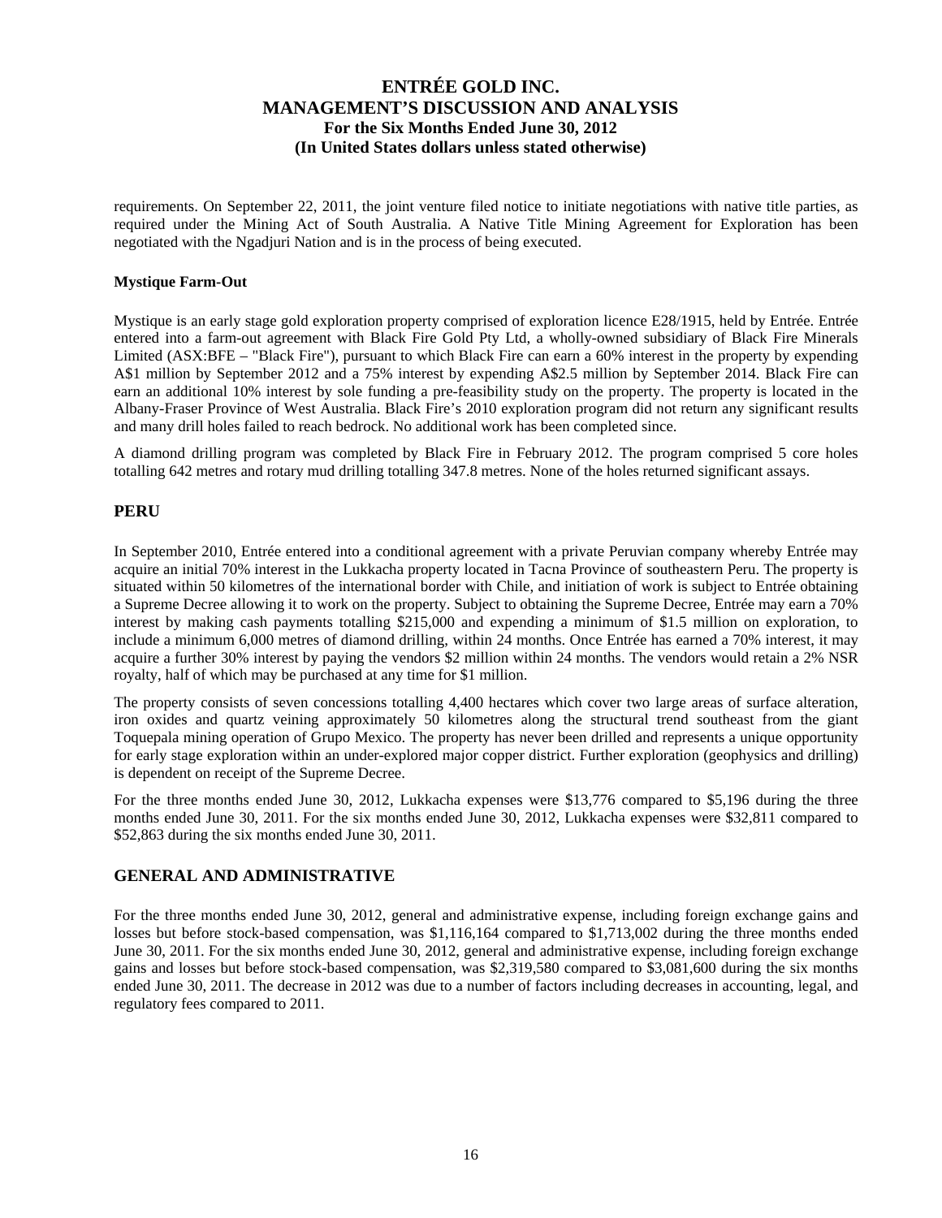requirements. On September 22, 2011, the joint venture filed notice to initiate negotiations with native title parties, as required under the Mining Act of South Australia. A Native Title Mining Agreement for Exploration has been negotiated with the Ngadjuri Nation and is in the process of being executed.

**Mystique Farm-Out**

Mystique is an early stage gold exploration property comprised of exploration licence E28/1915, held by Entrée. Entrée entered into a farm-out agreement with Black Fire Gold Pty Ltd, a wholly-owned subsidiary of Black Fire Minerals Limited (ASX:BFE – "Black Fire"), pursuant to which Black Fire can earn a 60% interest in the property by expending A$1 million by September 2012 and a 75% interest by expending A$2.5 million by September 2014. Black Fire can earn an additional 10% interest by sole funding a pre-feasibility study on the property. The property is located in the Albany-Fraser Province of West Australia. Black Fire's 2010 exploration program did not return any significant results and many drill holes failed to reach bedrock. No additional work has been completed since.

A diamond drilling program was completed by Black Fire in February 2012. The program comprised 5 core holes totalling 642 metres and rotary mud drilling totalling 347.8 metres. None of the holes returned significant assays.

## PERU

In September 2010, Entrée entered into a conditional agreement with a private Peruvian company whereby Entrée may acquire an initial 70% interest in the Lukkacha property located in Tacna Province of southeastern Peru. The property is situated within 50 kilometres of the international border with Chile, and initiation of work is subject to Entrée obtaining a Supreme Decree allowing it to work on the property. Subject to obtaining the Supreme Decree, Entrée may earn a 70% interest by making cash payments totalling $215,000 and expending a minimum of $1.5 million on exploration, to include a minimum 6,000 metres of diamond drilling, within 24 months. Once Entrée has earned a 70% interest, it may acquire a further 30% interest by paying the vendors $2 million within 24 months. The vendors would retain a 2% NSR royalty, half of which may be purchased at any time for $1 million.

The property consists of seven concessions totalling 4,400 hectares which cover two large areas of surface alteration, iron oxides and quartz veining approximately 50 kilometres along the structural trend southeast from the giant Toquepala mining operation of Grupo Mexico. The property has never been drilled and represents a unique opportunity for early stage exploration within an under-explored major copper district. Further exploration (geophysics and drilling) is dependent on receipt of the Supreme Decree.

For the three months ended June 30, 2012, Lukkacha expenses were $13,776 compared to $5,196 during the three months ended June 30, 2011. For the six months ended June 30, 2012, Lukkacha expenses were $32,811 compared to $52,863 during the six months ended June 30, 2011.

## GENERAL AND ADMINISTRATIVE

For the three months ended June 30, 2012, general and administrative expense, including foreign exchange gains and losses but before stock-based compensation, was $1,116,164 compared to $1,713,002 during the three months ended June 30, 2011. For the six months ended June 30, 2012, general and administrative expense, including foreign exchange gains and losses but before stock-based compensation, was $2,319,580 compared to $3,081,600 during the six months ended June 30, 2011. The decrease in 2012 was due to a number of factors including decreases in accounting, legal, and regulatory fees compared to 2011.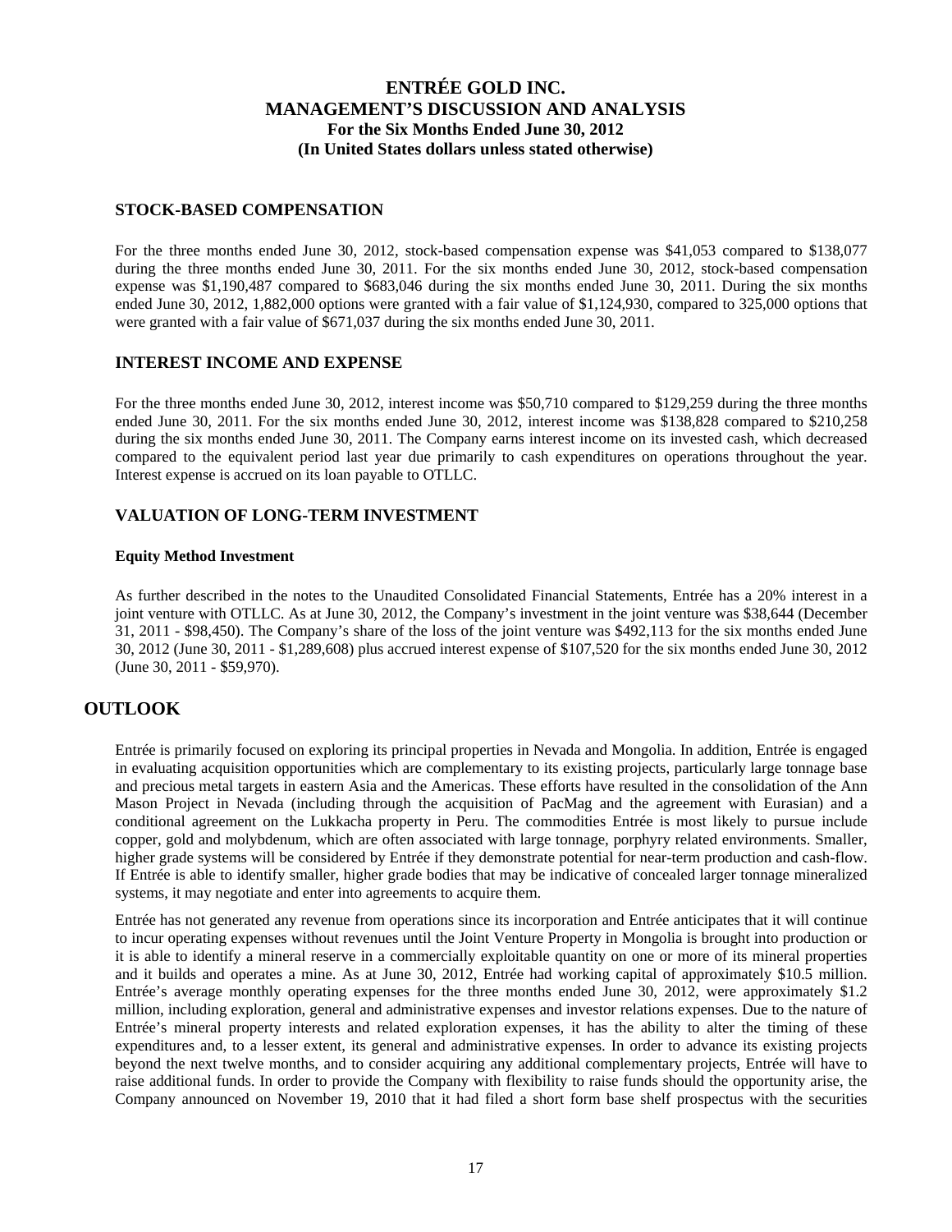### STOCK-BASED COMPENSATION

For the three months ended June 30, 2012, stock-based compensation expense was $41,053 compared to $138,077 during the three months ended June 30, 2011. For the six months ended June 30, 2012, stock-based compensation expense was $1,190,487 compared to $683,046 during the six months ended June 30, 2011. During the six months ended June 30, 2012, 1,882,000 options were granted with a fair value of $1,124,930, compared to 325,000 options that were granted with a fair value of $671,037 during the six months ended June 30, 2011.

### INTEREST INCOME AND EXPENSE

For the three months ended June 30, 2012, interest income was $50,710 compared to $129,259 during the three months ended June 30, 2011. For the six months ended June 30, 2012, interest income was $138,828 compared to $210,258 during the six months ended June 30, 2011. The Company earns interest income on its invested cash, which decreased compared to the equivalent period last year due primarily to cash expenditures on operations throughout the year. Interest expense is accrued on its loan payable to OTLLC.

### VALUATION OF LONG-TERM INVESTMENT

**Equity Method Investment**

As further described in the notes to the Unaudited Consolidated Financial Statements, Entrée has a 20% interest in a joint venture with OTLLC. As at June 30, 2012, the Company's investment in the joint venture was $38,644 (December 31, 2011 - $98,450). The Company's share of the loss of the joint venture was $492,113 for the six months ended June 30, 2012 (June 30, 2011 - $1,289,608) plus accrued interest expense of $107,520 for the six months ended June 30, 2012 (June 30, 2011 - $59,970).

## OUTLOOK

Entrée is primarily focused on exploring its principal properties in Nevada and Mongolia. In addition, Entrée is engaged in evaluating acquisition opportunities which are complementary to its existing projects, particularly large tonnage base and precious metal targets in eastern Asia and the Americas. These efforts have resulted in the consolidation of the Ann Mason Project in Nevada (including through the acquisition of PacMag and the agreement with Eurasian) and a conditional agreement on the Lukkacha property in Peru. The commodities Entrée is most likely to pursue include copper, gold and molybdenum, which are often associated with large tonnage, porphyry related environments. Smaller, higher grade systems will be considered by Entrée if they demonstrate potential for near-term production and cash-flow. If Entrée is able to identify smaller, higher grade bodies that may be indicative of concealed larger tonnage mineralized systems, it may negotiate and enter into agreements to acquire them.

Entrée has not generated any revenue from operations since its incorporation and Entrée anticipates that it will continue to incur operating expenses without revenues until the Joint Venture Property in Mongolia is brought into production or it is able to identify a mineral reserve in a commercially exploitable quantity on one or more of its mineral properties and it builds and operates a mine. As at June 30, 2012, Entrée had working capital of approximately $10.5 million. Entrée's average monthly operating expenses for the three months ended June 30, 2012, were approximately $1.2 million, including exploration, general and administrative expenses and investor relations expenses. Due to the nature of Entrée's mineral property interests and related exploration expenses, it has the ability to alter the timing of these expenditures and, to a lesser extent, its general and administrative expenses. In order to advance its existing projects beyond the next twelve months, and to consider acquiring any additional complementary projects, Entrée will have to raise additional funds. In order to provide the Company with flexibility to raise funds should the opportunity arise, the Company announced on November 19, 2010 that it had filed a short form base shelf prospectus with the securities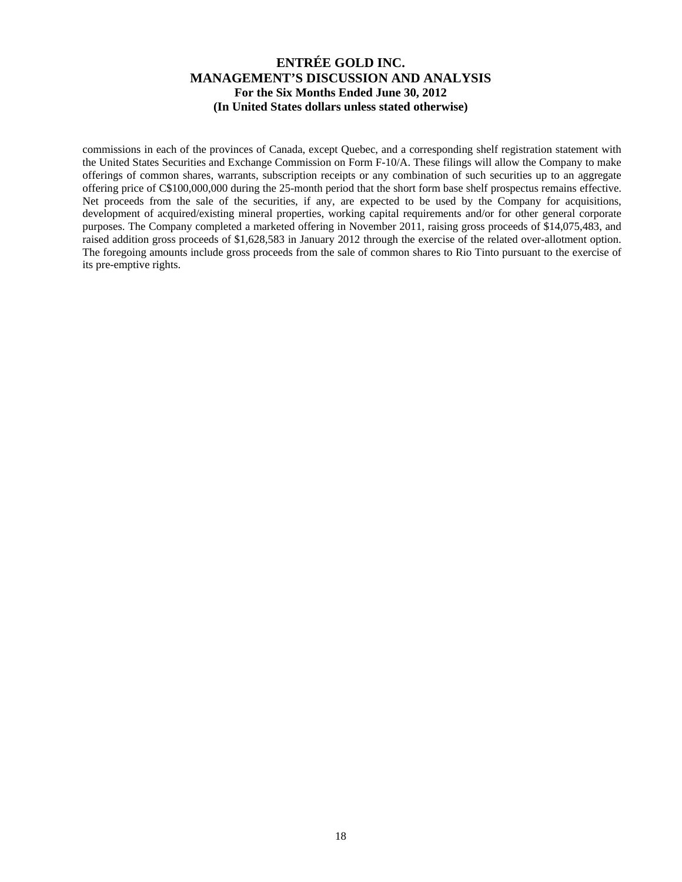commissions in each of the provinces of Canada, except Quebec, and a corresponding shelf registration statement with the United States Securities and Exchange Commission on Form F-10/A. These filings will allow the Company to make offerings of common shares, warrants, subscription receipts or any combination of such securities up to an aggregate offering price of C$100,000,000 during the 25-month period that the short form base shelf prospectus remains effective. Net proceeds from the sale of the securities, if any, are expected to be used by the Company for acquisitions, development of acquired/existing mineral properties, working capital requirements and/or for other general corporate purposes. The Company completed a marketed offering in November 2011, raising gross proceeds of $14,075,483, and raised addition gross proceeds of $1,628,583 in January 2012 through the exercise of the related over-allotment option. The foregoing amounts include gross proceeds from the sale of common shares to Rio Tinto pursuant to the exercise of its pre-emptive rights.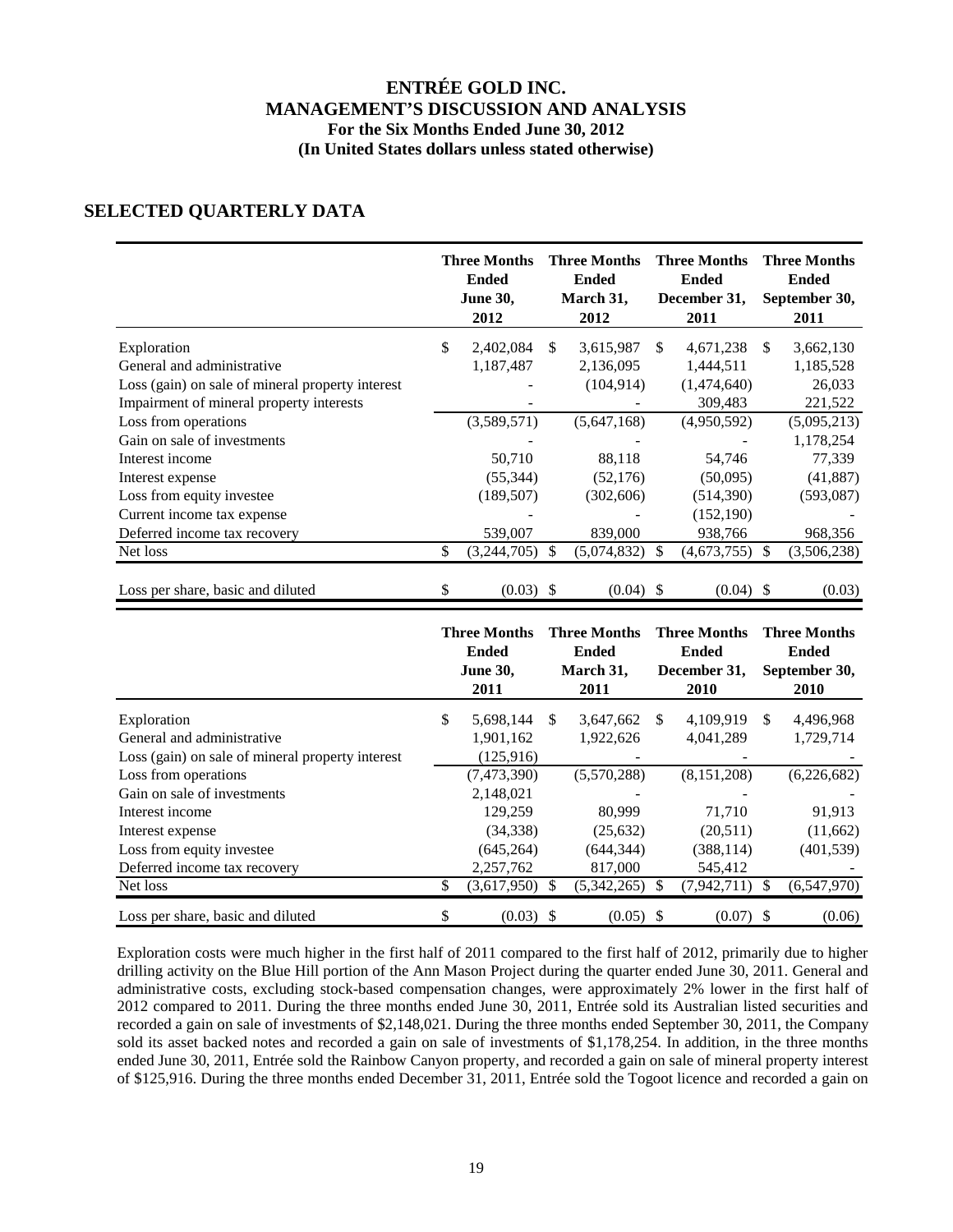# ENTRÉE GOLD INC.
# MANAGEMENT'S DISCUSSION AND ANALYSIS
## For the Six Months Ended June 30, 2012
## (In United States dollars unless stated otherwise)

## SELECTED QUARTERLY DATA

| | Three Months Ended June 30, 2012 | Three Months Ended March 31, 2012 | Three Months Ended December 31, 2011 | Three Months Ended September 30, 2011 |
|---|---|---|---|---|
| Exploration | $ 2,402,084 | $ 3,615,987 | $ 4,671,238 | $ 3,662,130 |
| General and administrative | 1,187,487 | 2,136,095 | 1,444,511 | 1,185,528 |
| Loss (gain) on sale of mineral property interest | - | (104,914) | (1,474,640) | 26,033 |
| Impairment of mineral property interests | - | - | 309,483 | 221,522 |
| Loss from operations | (3,589,571) | (5,647,168) | (4,950,592) | (5,095,213) |
| Gain on sale of investments | - | - | - | 1,178,254 |
| Interest income | 50,710 | 88,118 | 54,746 | 77,339 |
| Interest expense | (55,344) | (52,176) | (50,095) | (41,887) |
| Loss from equity investee | (189,507) | (302,606) | (514,390) | (593,087) |
| Current income tax expense | - | - | (152,190) | - |
| Deferred income tax recovery | 539,007 | 839,000 | 938,766 | 968,356 |
| Net loss | $ (3,244,705) | $ (5,074,832) | $ (4,673,755) | $ (3,506,238) |
| Loss per share, basic and diluted | $ (0.03) | $ (0.04) | $ (0.04) | $ (0.03) |

| | Three Months Ended June 30, 2011 | Three Months Ended March 31, 2011 | Three Months Ended December 31, 2010 | Three Months Ended September 30, 2010 |
|---|---|---|---|---|
| Exploration | $ 5,698,144 | $ 3,647,662 | $ 4,109,919 | $ 4,496,968 |
| General and administrative | 1,901,162 | 1,922,626 | 4,041,289 | 1,729,714 |
| Loss (gain) on sale of mineral property interest | (125,916) | - | - | - |
| Loss from operations | (7,473,390) | (5,570,288) | (8,151,208) | (6,226,682) |
| Gain on sale of investments | 2,148,021 | - | - | - |
| Interest income | 129,259 | 80,999 | 71,710 | 91,913 |
| Interest expense | (34,338) | (25,632) | (20,511) | (11,662) |
| Loss from equity investee | (645,264) | (644,344) | (388,114) | (401,539) |
| Deferred income tax recovery | 2,257,762 | 817,000 | 545,412 | - |
| Net loss | $ (3,617,950) | $ (5,342,265) | $ (7,942,711) | $ (6,547,970) |
| Loss per share, basic and diluted | $ (0.03) | $ (0.05) | $ (0.07) | $ (0.06) |

Exploration costs were much higher in the first half of 2011 compared to the first half of 2012, primarily due to higher drilling activity on the Blue Hill portion of the Ann Mason Project during the quarter ended June 30, 2011. General and administrative costs, excluding stock-based compensation changes, were approximately 2% lower in the first half of 2012 compared to 2011. During the three months ended June 30, 2011, Entrée sold its Australian listed securities and recorded a gain on sale of investments of $2,148,021. During the three months ended September 30, 2011, the Company sold its asset backed notes and recorded a gain on sale of investments of $1,178,254. In addition, in the three months ended June 30, 2011, Entrée sold the Rainbow Canyon property, and recorded a gain on sale of mineral property interest of $125,916. During the three months ended December 31, 2011, Entrée sold the Togoot licence and recorded a gain on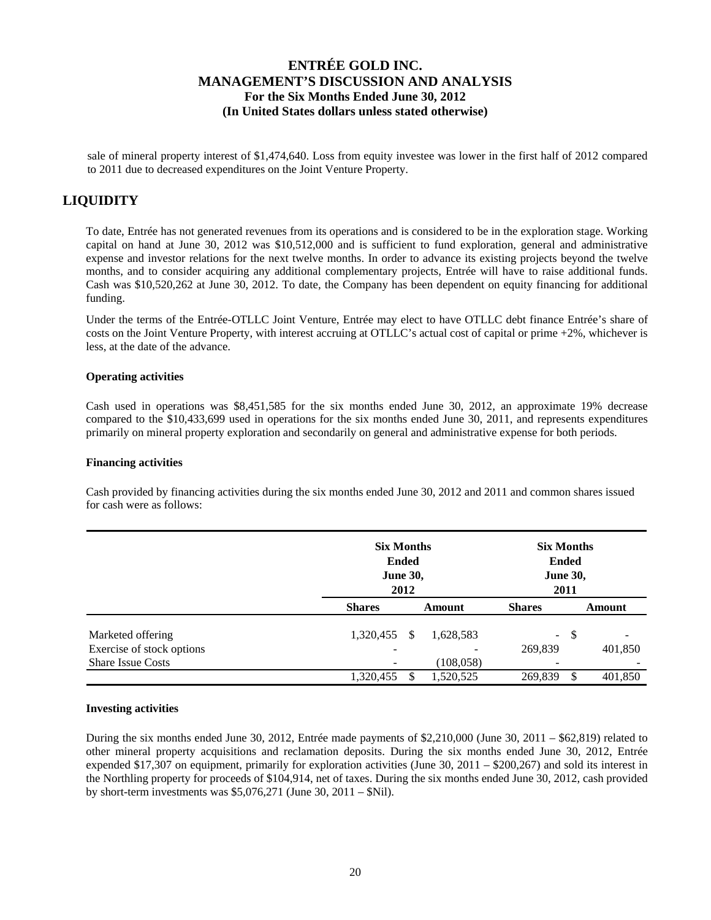sale of mineral property interest of $1,474,640. Loss from equity investee was lower in the first half of 2012 compared to 2011 due to decreased expenditures on the Joint Venture Property.

# LIQUIDITY

To date, Entrée has not generated revenues from its operations and is considered to be in the exploration stage. Working capital on hand at June 30, 2012 was $10,512,000 and is sufficient to fund exploration, general and administrative expense and investor relations for the next twelve months. In order to advance its existing projects beyond the twelve months, and to consider acquiring any additional complementary projects, Entrée will have to raise additional funds. Cash was $10,520,262 at June 30, 2012. To date, the Company has been dependent on equity financing for additional funding.

Under the terms of the Entrée-OTLLC Joint Venture, Entrée may elect to have OTLLC debt finance Entrée's share of costs on the Joint Venture Property, with interest accruing at OTLLC's actual cost of capital or prime +2%, whichever is less, at the date of the advance.

**Operating activities**

Cash used in operations was $8,451,585 for the six months ended June 30, 2012, an approximate 19% decrease compared to the $10,433,699 used in operations for the six months ended June 30, 2011, and represents expenditures primarily on mineral property exploration and secondarily on general and administrative expense for both periods.

**Financing activities**

Cash provided by financing activities during the six months ended June 30, 2012 and 2011 and common shares issued for cash were as follows:

| | Six Months Ended June 30, 2012 | | Six Months Ended June 30, 2011 | |
|---|---|---|---|---|
| | **Shares** | **Amount** | **Shares** | **Amount** |
| Marketed offering | 1,320,455 | $ 1,628,583 | - | $ - |
| Exercise of stock options | - | - | 269,839 | 401,850 |
| Share Issue Costs | - | (108,058) | - | - |
| | 1,320,455 | $ 1,520,525 | 269,839 | $ 401,850 |

**Investing activities**

During the six months ended June 30, 2012, Entrée made payments of $2,210,000 (June 30, 2011 – $62,819) related to other mineral property acquisitions and reclamation deposits. During the six months ended June 30, 2012, Entrée expended $17,307 on equipment, primarily for exploration activities (June 30, 2011 – $200,267) and sold its interest in the Northling property for proceeds of $104,914, net of taxes. During the six months ended June 30, 2012, cash provided by short-term investments was $5,076,271 (June 30, 2011 – $Nil).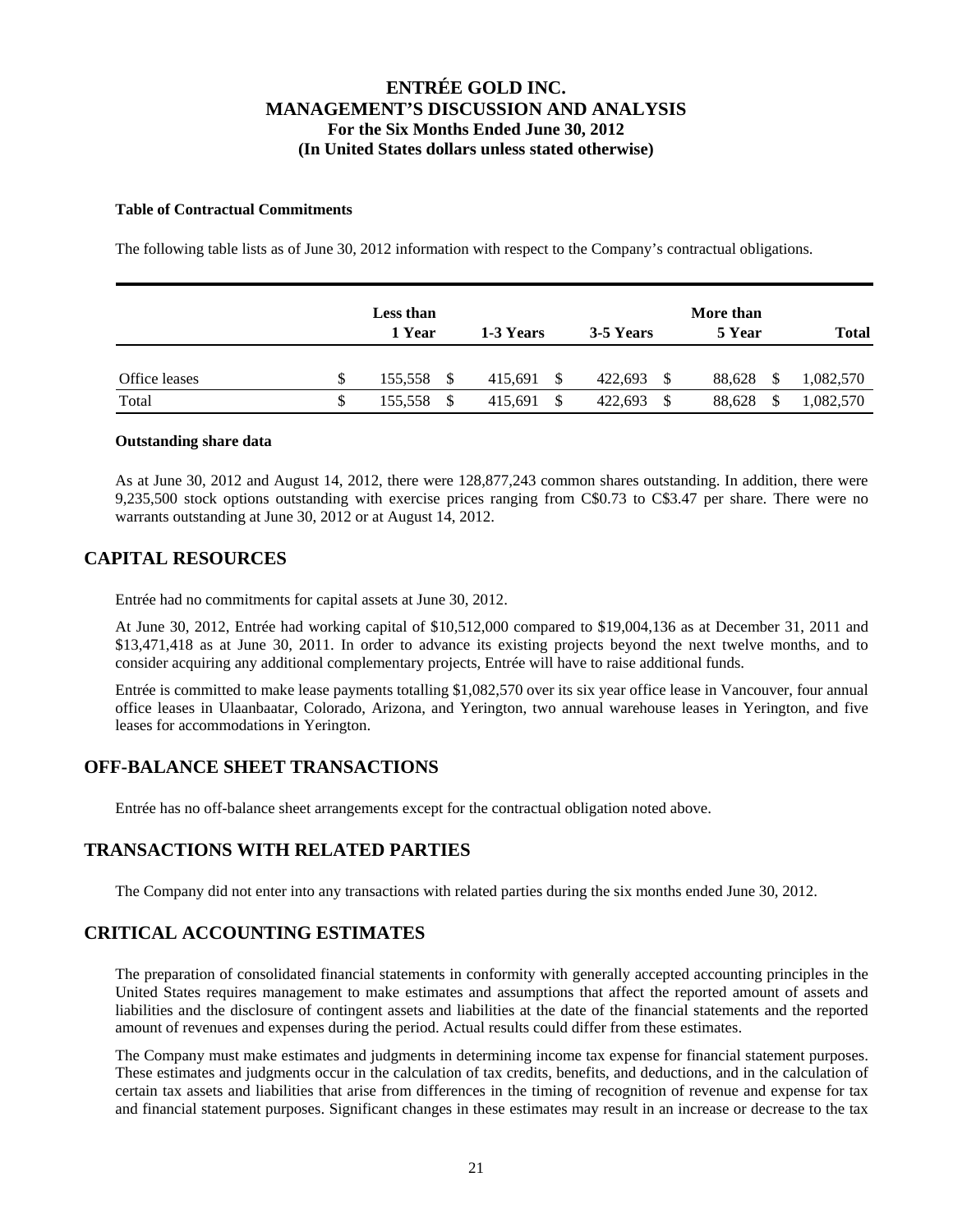#### Table of Contractual Commitments

The following table lists as of June 30, 2012 information with respect to the Company's contractual obligations.

| | Less than 1 Year | 1-3 Years | 3-5 Years | More than 5 Year | Total |
|---|---|---|---|---|---|
| Office leases | $ 155,558 | $ 415,691 | $ 422,693 | $ 88,628 | $ 1,082,570 |
| Total | $ 155,558 | $ 415,691 | $ 422,693 | $ 88,628 | $ 1,082,570 |

#### Outstanding share data

As at June 30, 2012 and August 14, 2012, there were 128,877,243 common shares outstanding. In addition, there were 9,235,500 stock options outstanding with exercise prices ranging from C$0.73 to C$3.47 per share. There were no warrants outstanding at June 30, 2012 or at August 14, 2012.

## CAPITAL RESOURCES

Entrée had no commitments for capital assets at June 30, 2012.

At June 30, 2012, Entrée had working capital of $10,512,000 compared to $19,004,136 as at December 31, 2011 and $13,471,418 as at June 30, 2011. In order to advance its existing projects beyond the next twelve months, and to consider acquiring any additional complementary projects, Entrée will have to raise additional funds.

Entrée is committed to make lease payments totalling $1,082,570 over its six year office lease in Vancouver, four annual office leases in Ulaanbaatar, Colorado, Arizona, and Yerington, two annual warehouse leases in Yerington, and five leases for accommodations in Yerington.

## OFF-BALANCE SHEET TRANSACTIONS

Entrée has no off-balance sheet arrangements except for the contractual obligation noted above.

## TRANSACTIONS WITH RELATED PARTIES

The Company did not enter into any transactions with related parties during the six months ended June 30, 2012.

## CRITICAL ACCOUNTING ESTIMATES

The preparation of consolidated financial statements in conformity with generally accepted accounting principles in the United States requires management to make estimates and assumptions that affect the reported amount of assets and liabilities and the disclosure of contingent assets and liabilities at the date of the financial statements and the reported amount of revenues and expenses during the period. Actual results could differ from these estimates.

The Company must make estimates and judgments in determining income tax expense for financial statement purposes. These estimates and judgments occur in the calculation of tax credits, benefits, and deductions, and in the calculation of certain tax assets and liabilities that arise from differences in the timing of recognition of revenue and expense for tax and financial statement purposes. Significant changes in these estimates may result in an increase or decrease to the tax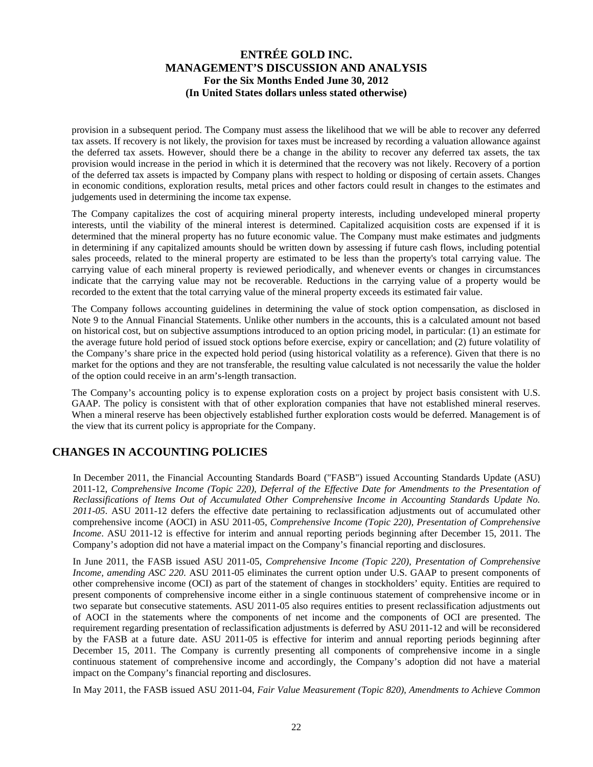provision in a subsequent period. The Company must assess the likelihood that we will be able to recover any deferred tax assets. If recovery is not likely, the provision for taxes must be increased by recording a valuation allowance against the deferred tax assets. However, should there be a change in the ability to recover any deferred tax assets, the tax provision would increase in the period in which it is determined that the recovery was not likely. Recovery of a portion of the deferred tax assets is impacted by Company plans with respect to holding or disposing of certain assets. Changes in economic conditions, exploration results, metal prices and other factors could result in changes to the estimates and judgements used in determining the income tax expense.

The Company capitalizes the cost of acquiring mineral property interests, including undeveloped mineral property interests, until the viability of the mineral interest is determined. Capitalized acquisition costs are expensed if it is determined that the mineral property has no future economic value. The Company must make estimates and judgments in determining if any capitalized amounts should be written down by assessing if future cash flows, including potential sales proceeds, related to the mineral property are estimated to be less than the property's total carrying value. The carrying value of each mineral property is reviewed periodically, and whenever events or changes in circumstances indicate that the carrying value may not be recoverable. Reductions in the carrying value of a property would be recorded to the extent that the total carrying value of the mineral property exceeds its estimated fair value.

The Company follows accounting guidelines in determining the value of stock option compensation, as disclosed in Note 9 to the Annual Financial Statements. Unlike other numbers in the accounts, this is a calculated amount not based on historical cost, but on subjective assumptions introduced to an option pricing model, in particular: (1) an estimate for the average future hold period of issued stock options before exercise, expiry or cancellation; and (2) future volatility of the Company's share price in the expected hold period (using historical volatility as a reference). Given that there is no market for the options and they are not transferable, the resulting value calculated is not necessarily the value the holder of the option could receive in an arm's-length transaction.

The Company's accounting policy is to expense exploration costs on a project by project basis consistent with U.S. GAAP. The policy is consistent with that of other exploration companies that have not established mineral reserves. When a mineral reserve has been objectively established further exploration costs would be deferred. Management is of the view that its current policy is appropriate for the Company.

## CHANGES IN ACCOUNTING POLICIES

In December 2011, the Financial Accounting Standards Board ("FASB") issued Accounting Standards Update (ASU) 2011-12, *Comprehensive Income (Topic 220), Deferral of the Effective Date for Amendments to the Presentation of Reclassifications of Items Out of Accumulated Other Comprehensive Income in Accounting Standards Update No. 2011-05*. ASU 2011-12 defers the effective date pertaining to reclassification adjustments out of accumulated other comprehensive income (AOCI) in ASU 2011-05, *Comprehensive Income (Topic 220), Presentation of Comprehensive Income*. ASU 2011-12 is effective for interim and annual reporting periods beginning after December 15, 2011. The Company's adoption did not have a material impact on the Company's financial reporting and disclosures.

In June 2011, the FASB issued ASU 2011-05, *Comprehensive Income (Topic 220), Presentation of Comprehensive Income, amending ASC 220*. ASU 2011-05 eliminates the current option under U.S. GAAP to present components of other comprehensive income (OCI) as part of the statement of changes in stockholders' equity. Entities are required to present components of comprehensive income either in a single continuous statement of comprehensive income or in two separate but consecutive statements. ASU 2011-05 also requires entities to present reclassification adjustments out of AOCI in the statements where the components of net income and the components of OCI are presented. The requirement regarding presentation of reclassification adjustments is deferred by ASU 2011-12 and will be reconsidered by the FASB at a future date. ASU 2011-05 is effective for interim and annual reporting periods beginning after December 15, 2011. The Company is currently presenting all components of comprehensive income in a single continuous statement of comprehensive income and accordingly, the Company's adoption did not have a material impact on the Company's financial reporting and disclosures.

In May 2011, the FASB issued ASU 2011-04, *Fair Value Measurement (Topic 820), Amendments to Achieve Common*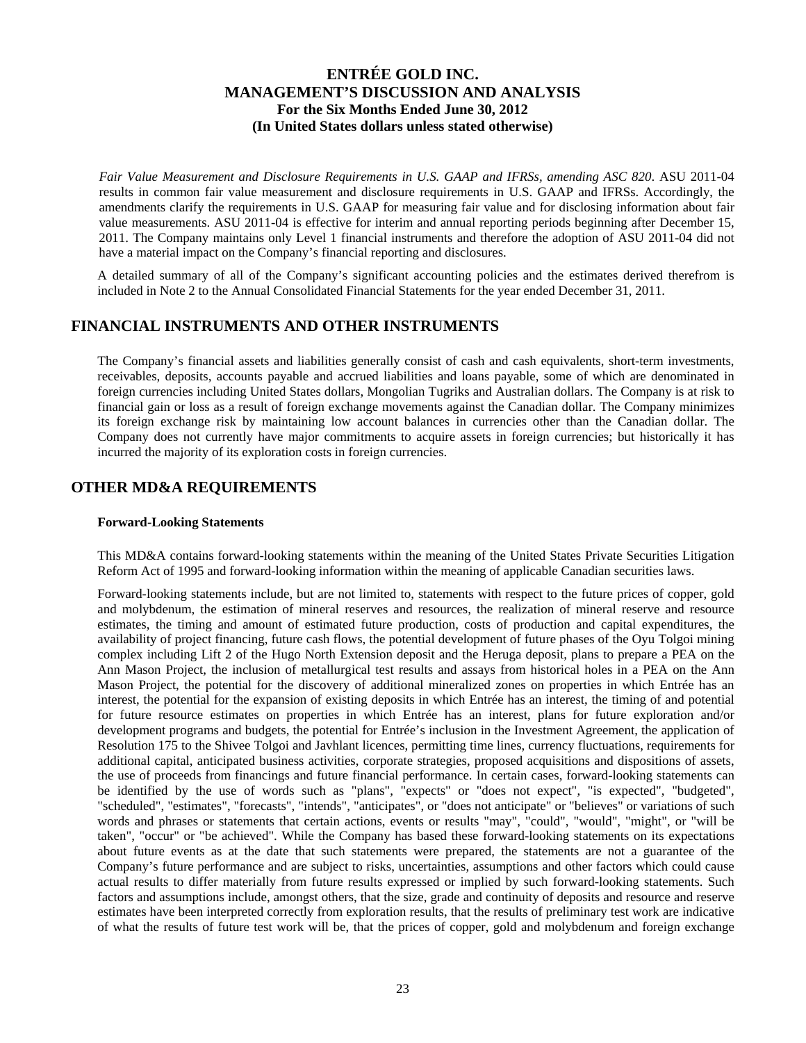*Fair Value Measurement and Disclosure Requirements in U.S. GAAP and IFRSs, amending ASC 820*. ASU 2011-04 results in common fair value measurement and disclosure requirements in U.S. GAAP and IFRSs. Accordingly, the amendments clarify the requirements in U.S. GAAP for measuring fair value and for disclosing information about fair value measurements. ASU 2011-04 is effective for interim and annual reporting periods beginning after December 15, 2011. The Company maintains only Level 1 financial instruments and therefore the adoption of ASU 2011-04 did not have a material impact on the Company's financial reporting and disclosures.

A detailed summary of all of the Company's significant accounting policies and the estimates derived therefrom is included in Note 2 to the Annual Consolidated Financial Statements for the year ended December 31, 2011.

## FINANCIAL INSTRUMENTS AND OTHER INSTRUMENTS

The Company's financial assets and liabilities generally consist of cash and cash equivalents, short-term investments, receivables, deposits, accounts payable and accrued liabilities and loans payable, some of which are denominated in foreign currencies including United States dollars, Mongolian Tugriks and Australian dollars. The Company is at risk to financial gain or loss as a result of foreign exchange movements against the Canadian dollar. The Company minimizes its foreign exchange risk by maintaining low account balances in currencies other than the Canadian dollar. The Company does not currently have major commitments to acquire assets in foreign currencies; but historically it has incurred the majority of its exploration costs in foreign currencies.

## OTHER MD&A REQUIREMENTS

### Forward-Looking Statements

This MD&A contains forward-looking statements within the meaning of the United States Private Securities Litigation Reform Act of 1995 and forward-looking information within the meaning of applicable Canadian securities laws.

Forward-looking statements include, but are not limited to, statements with respect to the future prices of copper, gold and molybdenum, the estimation of mineral reserves and resources, the realization of mineral reserve and resource estimates, the timing and amount of estimated future production, costs of production and capital expenditures, the availability of project financing, future cash flows, the potential development of future phases of the Oyu Tolgoi mining complex including Lift 2 of the Hugo North Extension deposit and the Heruga deposit, plans to prepare a PEA on the Ann Mason Project, the inclusion of metallurgical test results and assays from historical holes in a PEA on the Ann Mason Project, the potential for the discovery of additional mineralized zones on properties in which Entrée has an interest, the potential for the expansion of existing deposits in which Entrée has an interest, the timing of and potential for future resource estimates on properties in which Entrée has an interest, plans for future exploration and/or development programs and budgets, the potential for Entrée's inclusion in the Investment Agreement, the application of Resolution 175 to the Shivee Tolgoi and Javhlant licences, permitting time lines, currency fluctuations, requirements for additional capital, anticipated business activities, corporate strategies, proposed acquisitions and dispositions of assets, the use of proceeds from financings and future financial performance. In certain cases, forward-looking statements can be identified by the use of words such as "plans", "expects" or "does not expect", "is expected", "budgeted", "scheduled", "estimates", "forecasts", "intends", "anticipates", or "does not anticipate" or "believes" or variations of such words and phrases or statements that certain actions, events or results "may", "could", "would", "might", or "will be taken", "occur" or "be achieved". While the Company has based these forward-looking statements on its expectations about future events as at the date that such statements were prepared, the statements are not a guarantee of the Company's future performance and are subject to risks, uncertainties, assumptions and other factors which could cause actual results to differ materially from future results expressed or implied by such forward-looking statements. Such factors and assumptions include, amongst others, that the size, grade and continuity of deposits and resource and reserve estimates have been interpreted correctly from exploration results, that the results of preliminary test work are indicative of what the results of future test work will be, that the prices of copper, gold and molybdenum and foreign exchange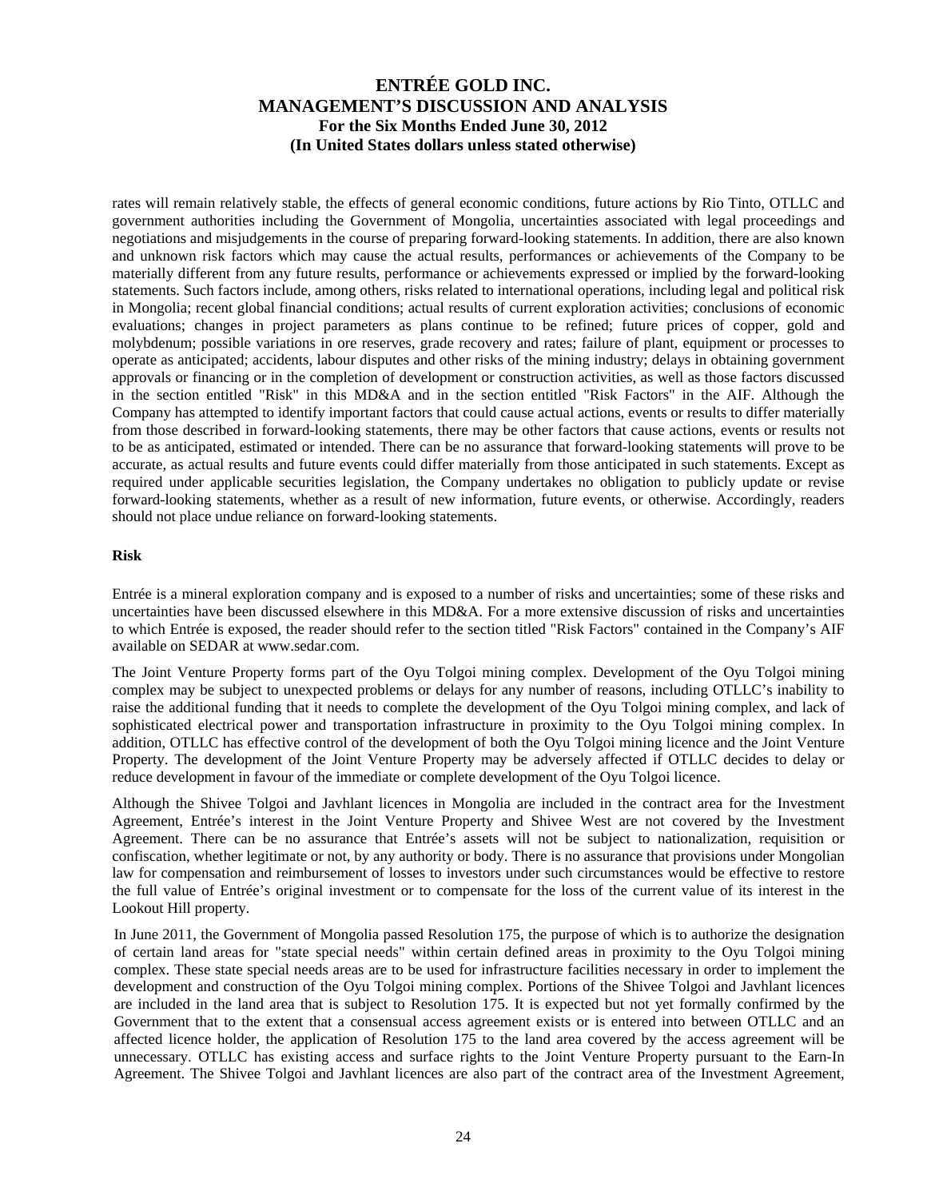rates will remain relatively stable, the effects of general economic conditions, future actions by Rio Tinto, OTLLC and government authorities including the Government of Mongolia, uncertainties associated with legal proceedings and negotiations and misjudgements in the course of preparing forward-looking statements. In addition, there are also known and unknown risk factors which may cause the actual results, performances or achievements of the Company to be materially different from any future results, performance or achievements expressed or implied by the forward-looking statements. Such factors include, among others, risks related to international operations, including legal and political risk in Mongolia; recent global financial conditions; actual results of current exploration activities; conclusions of economic evaluations; changes in project parameters as plans continue to be refined; future prices of copper, gold and molybdenum; possible variations in ore reserves, grade recovery and rates; failure of plant, equipment or processes to operate as anticipated; accidents, labour disputes and other risks of the mining industry; delays in obtaining government approvals or financing or in the completion of development or construction activities, as well as those factors discussed in the section entitled "Risk" in this MD&A and in the section entitled "Risk Factors" in the AIF. Although the Company has attempted to identify important factors that could cause actual actions, events or results to differ materially from those described in forward-looking statements, there may be other factors that cause actions, events or results not to be as anticipated, estimated or intended. There can be no assurance that forward-looking statements will prove to be accurate, as actual results and future events could differ materially from those anticipated in such statements. Except as required under applicable securities legislation, the Company undertakes no obligation to publicly update or revise forward-looking statements, whether as a result of new information, future events, or otherwise. Accordingly, readers should not place undue reliance on forward-looking statements.

**Risk**

Entrée is a mineral exploration company and is exposed to a number of risks and uncertainties; some of these risks and uncertainties have been discussed elsewhere in this MD&A. For a more extensive discussion of risks and uncertainties to which Entrée is exposed, the reader should refer to the section titled "Risk Factors" contained in the Company's AIF available on SEDAR at www.sedar.com.

The Joint Venture Property forms part of the Oyu Tolgoi mining complex. Development of the Oyu Tolgoi mining complex may be subject to unexpected problems or delays for any number of reasons, including OTLLC's inability to raise the additional funding that it needs to complete the development of the Oyu Tolgoi mining complex, and lack of sophisticated electrical power and transportation infrastructure in proximity to the Oyu Tolgoi mining complex. In addition, OTLLC has effective control of the development of both the Oyu Tolgoi mining licence and the Joint Venture Property. The development of the Joint Venture Property may be adversely affected if OTLLC decides to delay or reduce development in favour of the immediate or complete development of the Oyu Tolgoi licence.

Although the Shivee Tolgoi and Javhlant licences in Mongolia are included in the contract area for the Investment Agreement, Entrée's interest in the Joint Venture Property and Shivee West are not covered by the Investment Agreement. There can be no assurance that Entrée's assets will not be subject to nationalization, requisition or confiscation, whether legitimate or not, by any authority or body. There is no assurance that provisions under Mongolian law for compensation and reimbursement of losses to investors under such circumstances would be effective to restore the full value of Entrée's original investment or to compensate for the loss of the current value of its interest in the Lookout Hill property.

In June 2011, the Government of Mongolia passed Resolution 175, the purpose of which is to authorize the designation of certain land areas for "state special needs" within certain defined areas in proximity to the Oyu Tolgoi mining complex. These state special needs areas are to be used for infrastructure facilities necessary in order to implement the development and construction of the Oyu Tolgoi mining complex. Portions of the Shivee Tolgoi and Javhlant licences are included in the land area that is subject to Resolution 175. It is expected but not yet formally confirmed by the Government that to the extent that a consensual access agreement exists or is entered into between OTLLC and an affected licence holder, the application of Resolution 175 to the land area covered by the access agreement will be unnecessary. OTLLC has existing access and surface rights to the Joint Venture Property pursuant to the Earn-In Agreement. The Shivee Tolgoi and Javhlant licences are also part of the contract area of the Investment Agreement,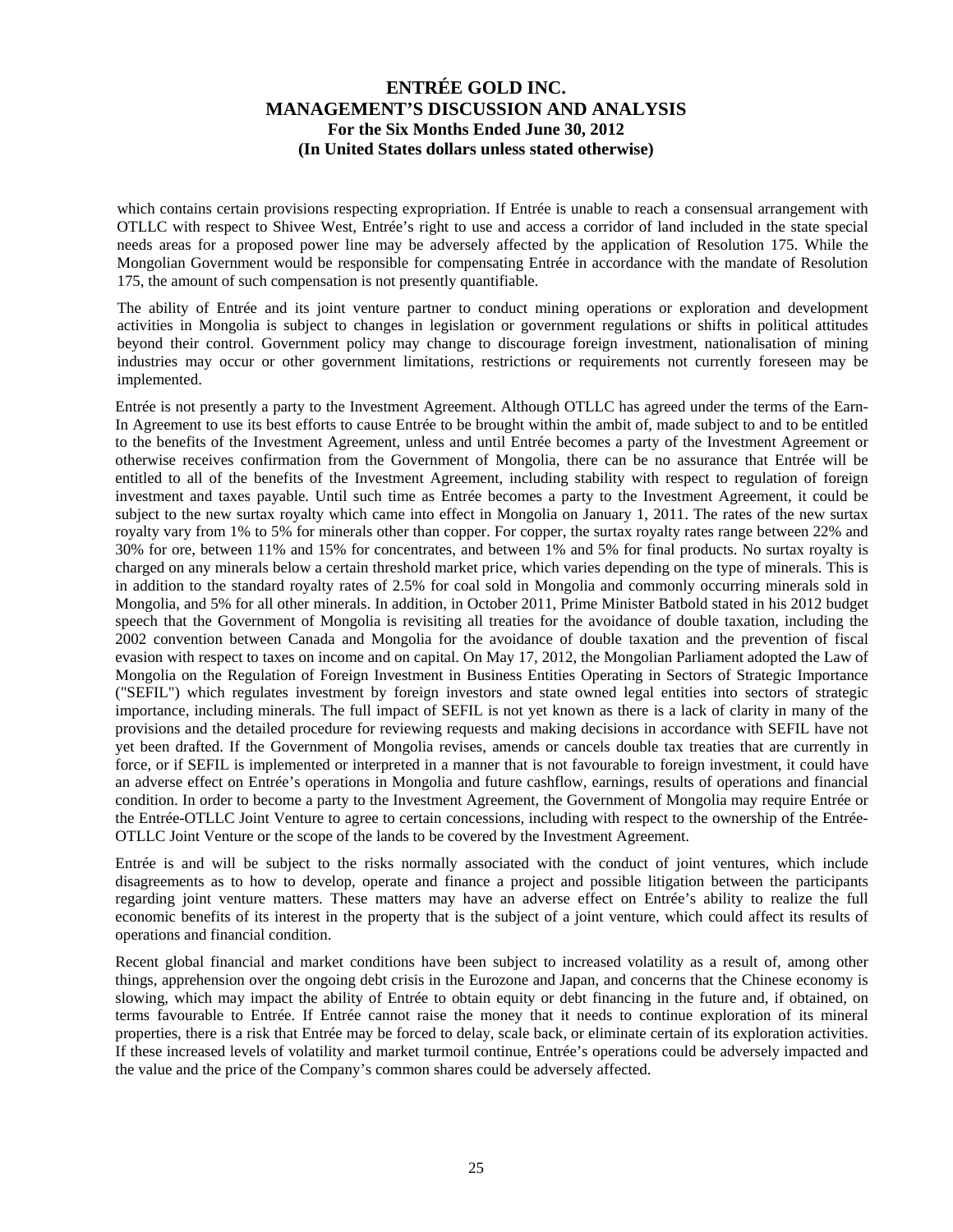which contains certain provisions respecting expropriation. If Entrée is unable to reach a consensual arrangement with OTLLC with respect to Shivee West, Entrée's right to use and access a corridor of land included in the state special needs areas for a proposed power line may be adversely affected by the application of Resolution 175. While the Mongolian Government would be responsible for compensating Entrée in accordance with the mandate of Resolution 175, the amount of such compensation is not presently quantifiable.

The ability of Entrée and its joint venture partner to conduct mining operations or exploration and development activities in Mongolia is subject to changes in legislation or government regulations or shifts in political attitudes beyond their control. Government policy may change to discourage foreign investment, nationalisation of mining industries may occur or other government limitations, restrictions or requirements not currently foreseen may be implemented.

Entrée is not presently a party to the Investment Agreement. Although OTLLC has agreed under the terms of the Earn-In Agreement to use its best efforts to cause Entrée to be brought within the ambit of, made subject to and to be entitled to the benefits of the Investment Agreement, unless and until Entrée becomes a party of the Investment Agreement or otherwise receives confirmation from the Government of Mongolia, there can be no assurance that Entrée will be entitled to all of the benefits of the Investment Agreement, including stability with respect to regulation of foreign investment and taxes payable. Until such time as Entrée becomes a party to the Investment Agreement, it could be subject to the new surtax royalty which came into effect in Mongolia on January 1, 2011. The rates of the new surtax royalty vary from 1% to 5% for minerals other than copper. For copper, the surtax royalty rates range between 22% and 30% for ore, between 11% and 15% for concentrates, and between 1% and 5% for final products. No surtax royalty is charged on any minerals below a certain threshold market price, which varies depending on the type of minerals. This is in addition to the standard royalty rates of 2.5% for coal sold in Mongolia and commonly occurring minerals sold in Mongolia, and 5% for all other minerals. In addition, in October 2011, Prime Minister Batbold stated in his 2012 budget speech that the Government of Mongolia is revisiting all treaties for the avoidance of double taxation, including the 2002 convention between Canada and Mongolia for the avoidance of double taxation and the prevention of fiscal evasion with respect to taxes on income and on capital. On May 17, 2012, the Mongolian Parliament adopted the Law of Mongolia on the Regulation of Foreign Investment in Business Entities Operating in Sectors of Strategic Importance ("SEFIL") which regulates investment by foreign investors and state owned legal entities into sectors of strategic importance, including minerals. The full impact of SEFIL is not yet known as there is a lack of clarity in many of the provisions and the detailed procedure for reviewing requests and making decisions in accordance with SEFIL have not yet been drafted. If the Government of Mongolia revises, amends or cancels double tax treaties that are currently in force, or if SEFIL is implemented or interpreted in a manner that is not favourable to foreign investment, it could have an adverse effect on Entrée's operations in Mongolia and future cashflow, earnings, results of operations and financial condition. In order to become a party to the Investment Agreement, the Government of Mongolia may require Entrée or the Entrée-OTLLC Joint Venture to agree to certain concessions, including with respect to the ownership of the Entrée-OTLLC Joint Venture or the scope of the lands to be covered by the Investment Agreement.

Entrée is and will be subject to the risks normally associated with the conduct of joint ventures, which include disagreements as to how to develop, operate and finance a project and possible litigation between the participants regarding joint venture matters. These matters may have an adverse effect on Entrée's ability to realize the full economic benefits of its interest in the property that is the subject of a joint venture, which could affect its results of operations and financial condition.

Recent global financial and market conditions have been subject to increased volatility as a result of, among other things, apprehension over the ongoing debt crisis in the Eurozone and Japan, and concerns that the Chinese economy is slowing, which may impact the ability of Entrée to obtain equity or debt financing in the future and, if obtained, on terms favourable to Entrée. If Entrée cannot raise the money that it needs to continue exploration of its mineral properties, there is a risk that Entrée may be forced to delay, scale back, or eliminate certain of its exploration activities. If these increased levels of volatility and market turmoil continue, Entrée's operations could be adversely impacted and the value and the price of the Company's common shares could be adversely affected.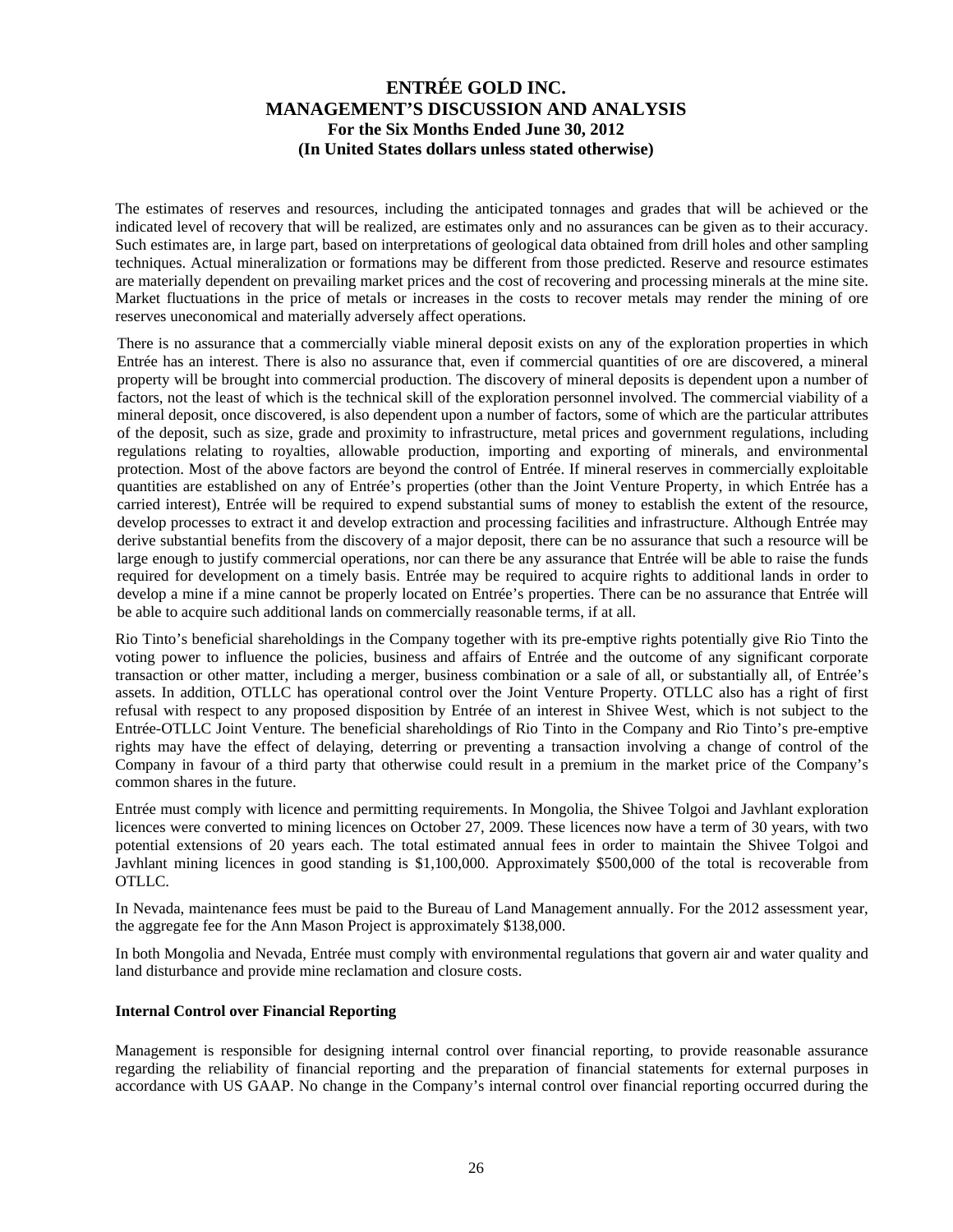The estimates of reserves and resources, including the anticipated tonnages and grades that will be achieved or the indicated level of recovery that will be realized, are estimates only and no assurances can be given as to their accuracy. Such estimates are, in large part, based on interpretations of geological data obtained from drill holes and other sampling techniques. Actual mineralization or formations may be different from those predicted. Reserve and resource estimates are materially dependent on prevailing market prices and the cost of recovering and processing minerals at the mine site. Market fluctuations in the price of metals or increases in the costs to recover metals may render the mining of ore reserves uneconomical and materially adversely affect operations.

There is no assurance that a commercially viable mineral deposit exists on any of the exploration properties in which Entrée has an interest. There is also no assurance that, even if commercial quantities of ore are discovered, a mineral property will be brought into commercial production. The discovery of mineral deposits is dependent upon a number of factors, not the least of which is the technical skill of the exploration personnel involved. The commercial viability of a mineral deposit, once discovered, is also dependent upon a number of factors, some of which are the particular attributes of the deposit, such as size, grade and proximity to infrastructure, metal prices and government regulations, including regulations relating to royalties, allowable production, importing and exporting of minerals, and environmental protection. Most of the above factors are beyond the control of Entrée. If mineral reserves in commercially exploitable quantities are established on any of Entrée's properties (other than the Joint Venture Property, in which Entrée has a carried interest), Entrée will be required to expend substantial sums of money to establish the extent of the resource, develop processes to extract it and develop extraction and processing facilities and infrastructure. Although Entrée may derive substantial benefits from the discovery of a major deposit, there can be no assurance that such a resource will be large enough to justify commercial operations, nor can there be any assurance that Entrée will be able to raise the funds required for development on a timely basis. Entrée may be required to acquire rights to additional lands in order to develop a mine if a mine cannot be properly located on Entrée's properties. There can be no assurance that Entrée will be able to acquire such additional lands on commercially reasonable terms, if at all.

Rio Tinto's beneficial shareholdings in the Company together with its pre-emptive rights potentially give Rio Tinto the voting power to influence the policies, business and affairs of Entrée and the outcome of any significant corporate transaction or other matter, including a merger, business combination or a sale of all, or substantially all, of Entrée's assets. In addition, OTLLC has operational control over the Joint Venture Property. OTLLC also has a right of first refusal with respect to any proposed disposition by Entrée of an interest in Shivee West, which is not subject to the Entrée-OTLLC Joint Venture. The beneficial shareholdings of Rio Tinto in the Company and Rio Tinto's pre-emptive rights may have the effect of delaying, deterring or preventing a transaction involving a change of control of the Company in favour of a third party that otherwise could result in a premium in the market price of the Company's common shares in the future.

Entrée must comply with licence and permitting requirements. In Mongolia, the Shivee Tolgoi and Javhlant exploration licences were converted to mining licences on October 27, 2009. These licences now have a term of 30 years, with two potential extensions of 20 years each. The total estimated annual fees in order to maintain the Shivee Tolgoi and Javhlant mining licences in good standing is $1,100,000. Approximately $500,000 of the total is recoverable from OTLLC.

In Nevada, maintenance fees must be paid to the Bureau of Land Management annually. For the 2012 assessment year, the aggregate fee for the Ann Mason Project is approximately $138,000.

In both Mongolia and Nevada, Entrée must comply with environmental regulations that govern air and water quality and land disturbance and provide mine reclamation and closure costs.

**Internal Control over Financial Reporting**

Management is responsible for designing internal control over financial reporting, to provide reasonable assurance regarding the reliability of financial reporting and the preparation of financial statements for external purposes in accordance with US GAAP. No change in the Company's internal control over financial reporting occurred during the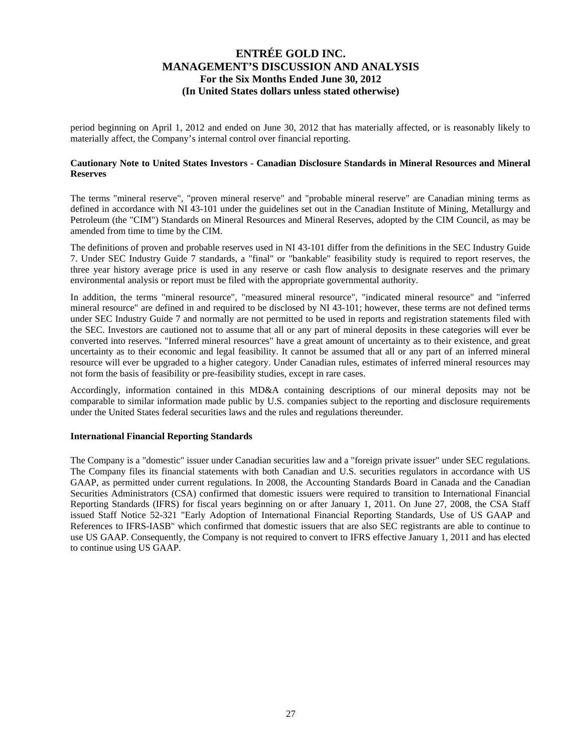period beginning on April 1, 2012 and ended on June 30, 2012 that has materially affected, or is reasonably likely to materially affect, the Company's internal control over financial reporting.

**Cautionary Note to United States Investors - Canadian Disclosure Standards in Mineral Resources and Mineral Reserves**

The terms "mineral reserve", "proven mineral reserve" and "probable mineral reserve" are Canadian mining terms as defined in accordance with NI 43-101 under the guidelines set out in the Canadian Institute of Mining, Metallurgy and Petroleum (the "CIM") Standards on Mineral Resources and Mineral Reserves, adopted by the CIM Council, as may be amended from time to time by the CIM.

The definitions of proven and probable reserves used in NI 43-101 differ from the definitions in the SEC Industry Guide 7. Under SEC Industry Guide 7 standards, a "final" or "bankable" feasibility study is required to report reserves, the three year history average price is used in any reserve or cash flow analysis to designate reserves and the primary environmental analysis or report must be filed with the appropriate governmental authority.

In addition, the terms "mineral resource", "measured mineral resource", "indicated mineral resource" and "inferred mineral resource" are defined in and required to be disclosed by NI 43-101; however, these terms are not defined terms under SEC Industry Guide 7 and normally are not permitted to be used in reports and registration statements filed with the SEC. Investors are cautioned not to assume that all or any part of mineral deposits in these categories will ever be converted into reserves. "Inferred mineral resources" have a great amount of uncertainty as to their existence, and great uncertainty as to their economic and legal feasibility. It cannot be assumed that all or any part of an inferred mineral resource will ever be upgraded to a higher category. Under Canadian rules, estimates of inferred mineral resources may not form the basis of feasibility or pre-feasibility studies, except in rare cases.

Accordingly, information contained in this MD&A containing descriptions of our mineral deposits may not be comparable to similar information made public by U.S. companies subject to the reporting and disclosure requirements under the United States federal securities laws and the rules and regulations thereunder.

**International Financial Reporting Standards**

The Company is a "domestic" issuer under Canadian securities law and a "foreign private issuer" under SEC regulations. The Company files its financial statements with both Canadian and U.S. securities regulators in accordance with US GAAP, as permitted under current regulations. In 2008, the Accounting Standards Board in Canada and the Canadian Securities Administrators (CSA) confirmed that domestic issuers were required to transition to International Financial Reporting Standards (IFRS) for fiscal years beginning on or after January 1, 2011. On June 27, 2008, the CSA Staff issued Staff Notice 52-321 "Early Adoption of International Financial Reporting Standards, Use of US GAAP and References to IFRS-IASB" which confirmed that domestic issuers that are also SEC registrants are able to continue to use US GAAP. Consequently, the Company is not required to convert to IFRS effective January 1, 2011 and has elected to continue using US GAAP.